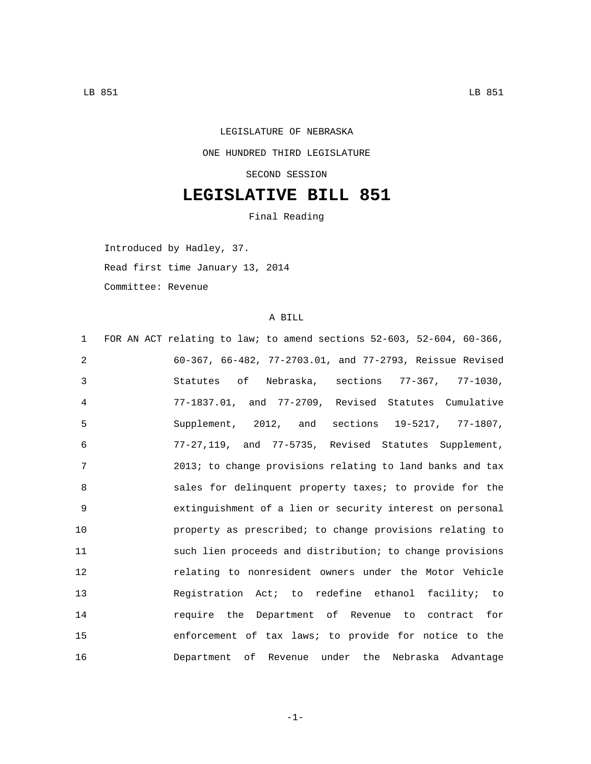LEGISLATURE OF NEBRASKA

ONE HUNDRED THIRD LEGISLATURE

SECOND SESSION

# LEGISLATIVE BILL 851

Final Reading

Introduced by Hadley, 37.

Read first time January 13, 2014

Committee: Revenue

A BILL

1 FOR AN ACT relating to law; to amend sections 52-603, 52-604, 60-366,
2 60-367, 66-482, 77-2703.01, and 77-2793, Reissue Revised
3 Statutes of Nebraska, sections 77-367, 77-1030,
4 77-1837.01, and 77-2709, Revised Statutes Cumulative
5 Supplement, 2012, and sections 19-5217, 77-1807,
6 77-27,119, and 77-5735, Revised Statutes Supplement,
7 2013; to change provisions relating to land banks and tax
8 sales for delinquent property taxes; to provide for the
9 extinguishment of a lien or security interest on personal
10 property as prescribed; to change provisions relating to
11 such lien proceeds and distribution; to change provisions
12 relating to nonresident owners under the Motor Vehicle
13 Registration Act; to redefine ethanol facility; to
14 require the Department of Revenue to contract for
15 enforcement of tax laws; to provide for notice to the
16 Department of Revenue under the Nebraska Advantage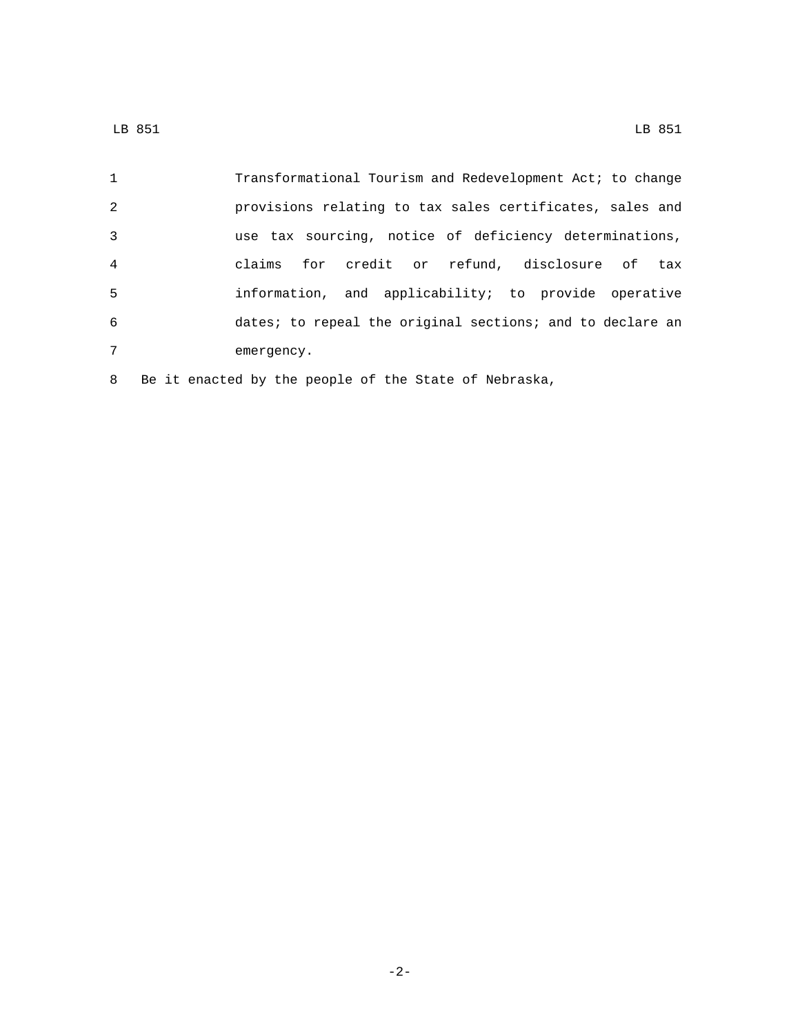Transformational Tourism and Redevelopment Act; to change provisions relating to tax sales certificates, sales and use tax sourcing, notice of deficiency determinations, claims for credit or refund, disclosure of tax information, and applicability; to provide operative dates; to repeal the original sections; and to declare an emergency.

Be it enacted by the people of the State of Nebraska,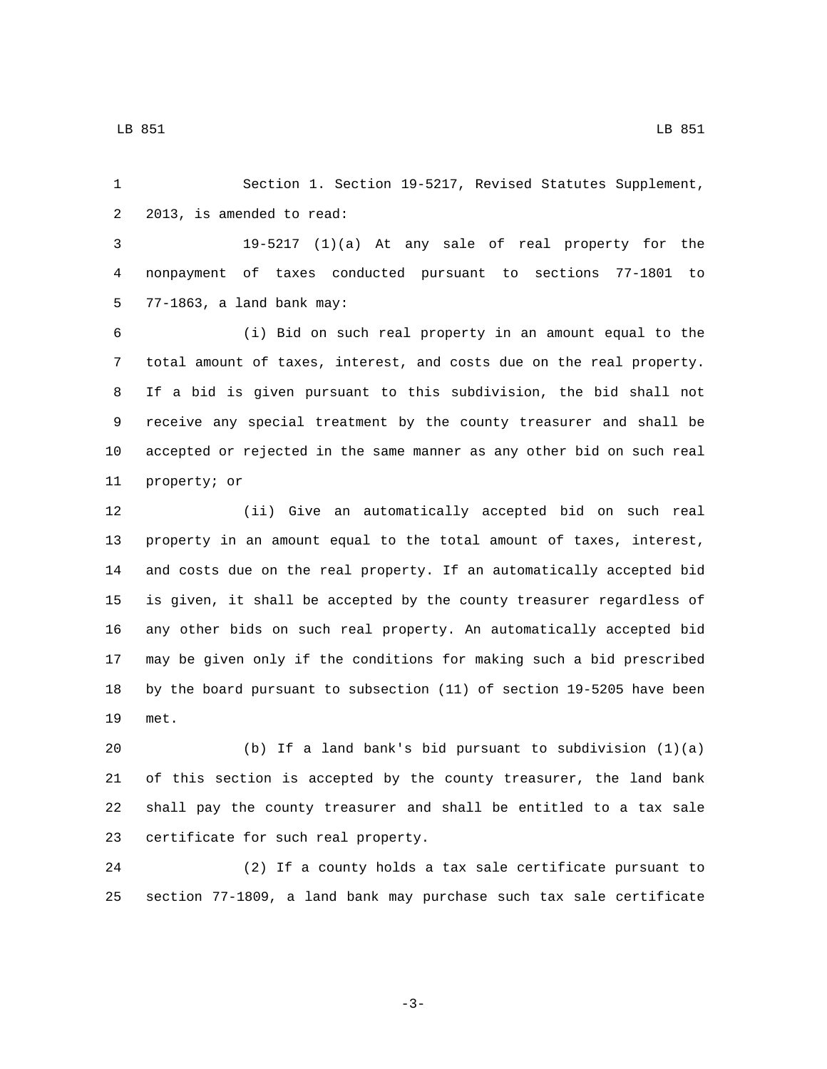Section 1. Section 19-5217, Revised Statutes Supplement, 2013, is amended to read:

19-5217 (1)(a) At any sale of real property for the nonpayment of taxes conducted pursuant to sections 77-1801 to 77-1863, a land bank may:

(i) Bid on such real property in an amount equal to the total amount of taxes, interest, and costs due on the real property. If a bid is given pursuant to this subdivision, the bid shall not receive any special treatment by the county treasurer and shall be accepted or rejected in the same manner as any other bid on such real property; or

(ii) Give an automatically accepted bid on such real property in an amount equal to the total amount of taxes, interest, and costs due on the real property. If an automatically accepted bid is given, it shall be accepted by the county treasurer regardless of any other bids on such real property. An automatically accepted bid may be given only if the conditions for making such a bid prescribed by the board pursuant to subsection (11) of section 19-5205 have been met.

(b) If a land bank's bid pursuant to subdivision (1)(a) of this section is accepted by the county treasurer, the land bank shall pay the county treasurer and shall be entitled to a tax sale certificate for such real property.

(2) If a county holds a tax sale certificate pursuant to section 77-1809, a land bank may purchase such tax sale certificate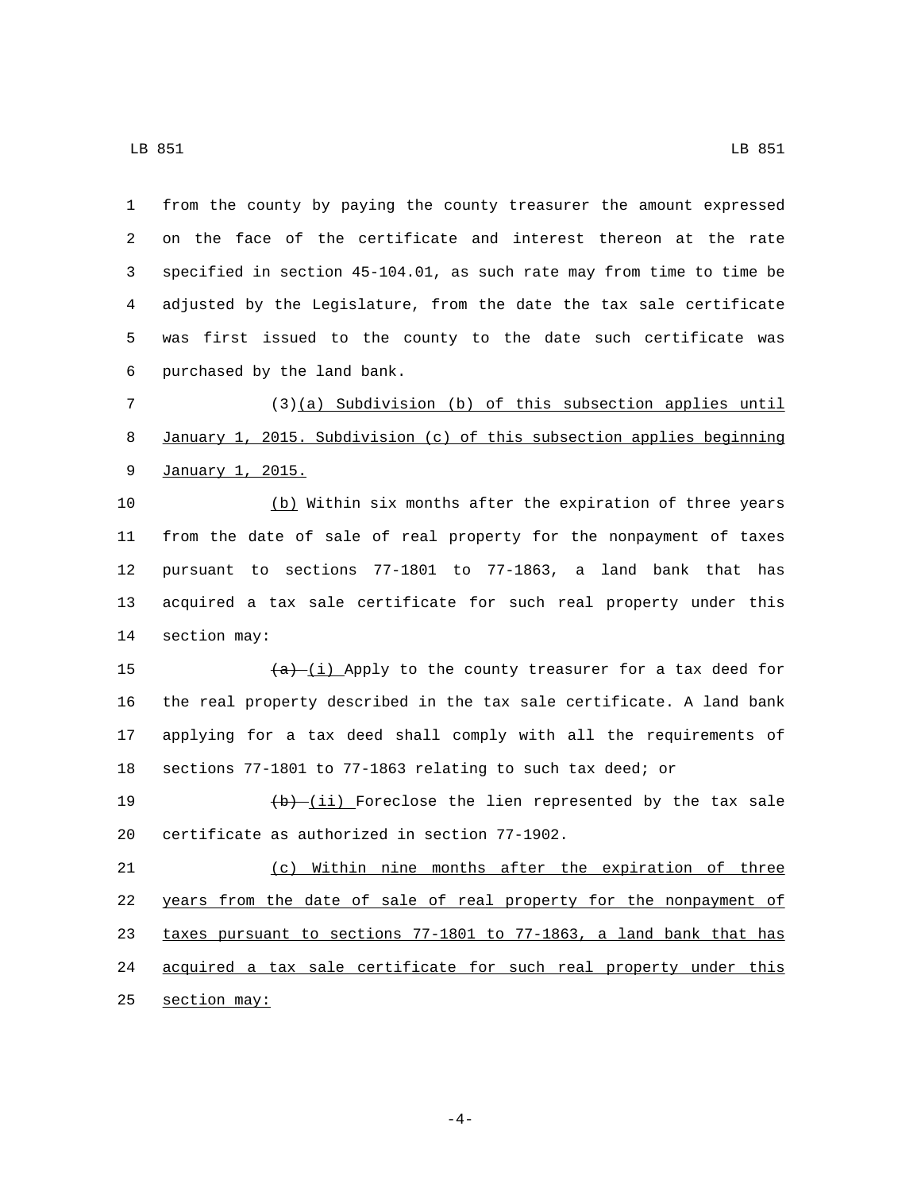from the county by paying the county treasurer the amount expressed on the face of the certificate and interest thereon at the rate specified in section 45-104.01, as such rate may from time to time be adjusted by the Legislature, from the date the tax sale certificate was first issued to the county to the date such certificate was purchased by the land bank.

(3)(a) Subdivision (b) of this subsection applies until January 1, 2015. Subdivision (c) of this subsection applies beginning January 1, 2015.

(b) Within six months after the expiration of three years from the date of sale of real property for the nonpayment of taxes pursuant to sections 77-1801 to 77-1863, a land bank that has acquired a tax sale certificate for such real property under this section may:

~~(a)~~ (i) Apply to the county treasurer for a tax deed for the real property described in the tax sale certificate. A land bank applying for a tax deed shall comply with all the requirements of sections 77-1801 to 77-1863 relating to such tax deed; or

~~(b)~~ (ii) Foreclose the lien represented by the tax sale certificate as authorized in section 77-1902.

(c) Within nine months after the expiration of three years from the date of sale of real property for the nonpayment of taxes pursuant to sections 77-1801 to 77-1863, a land bank that has acquired a tax sale certificate for such real property under this section may: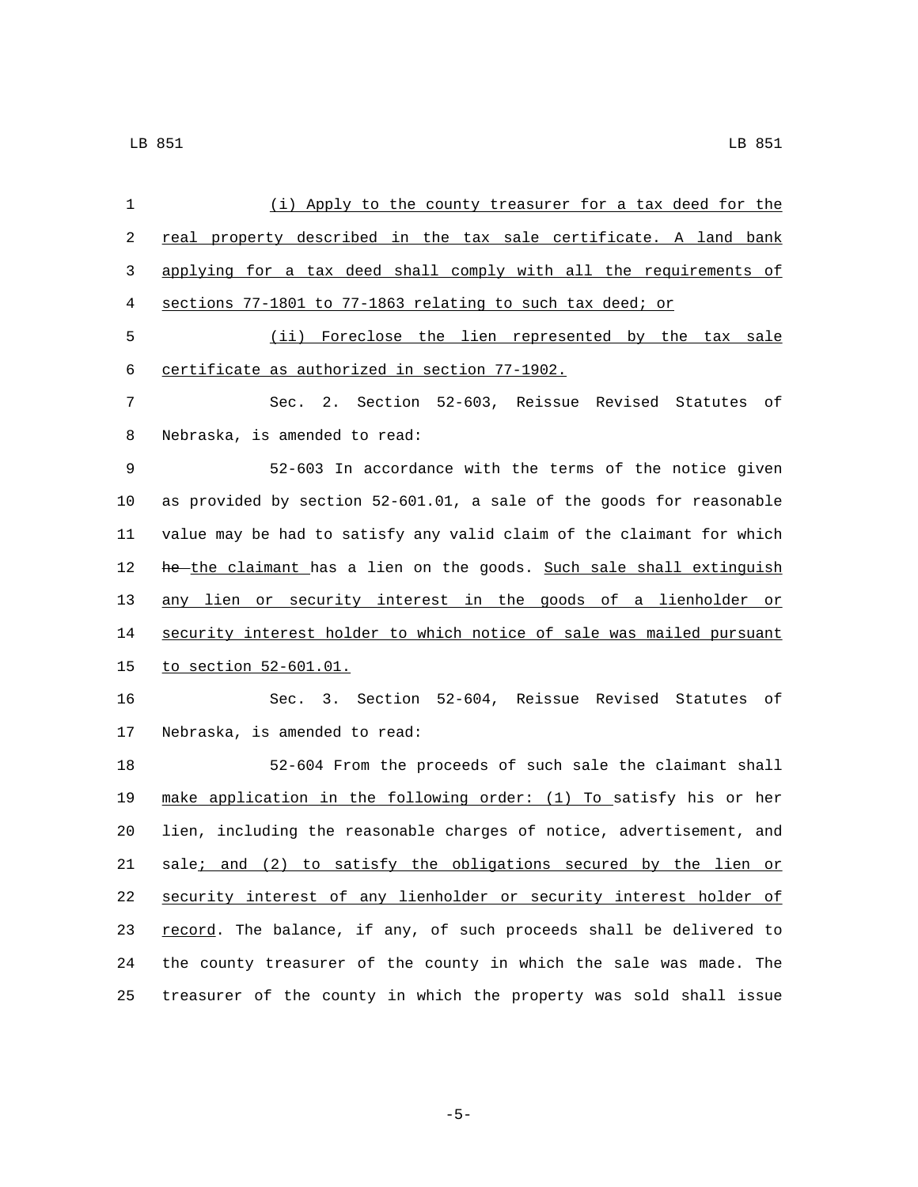(i) Apply to the county treasurer for a tax deed for the real property described in the tax sale certificate. A land bank applying for a tax deed shall comply with all the requirements of sections 77-1801 to 77-1863 relating to such tax deed; or

(ii) Foreclose the lien represented by the tax sale certificate as authorized in section 77-1902.

Sec. 2. Section 52-603, Reissue Revised Statutes of Nebraska, is amended to read:

52-603 In accordance with the terms of the notice given as provided by section 52-601.01, a sale of the goods for reasonable value may be had to satisfy any valid claim of the claimant for which ~~he~~ the claimant has a lien on the goods. Such sale shall extinguish any lien or security interest in the goods of a lienholder or security interest holder to which notice of sale was mailed pursuant to section 52-601.01.

Sec. 3. Section 52-604, Reissue Revised Statutes of Nebraska, is amended to read:

52-604 From the proceeds of such sale the claimant shall make application in the following order: (1) To satisfy his or her lien, including the reasonable charges of notice, advertisement, and sale; and (2) to satisfy the obligations secured by the lien or security interest of any lienholder or security interest holder of record. The balance, if any, of such proceeds shall be delivered to the county treasurer of the county in which the sale was made. The treasurer of the county in which the property was sold shall issue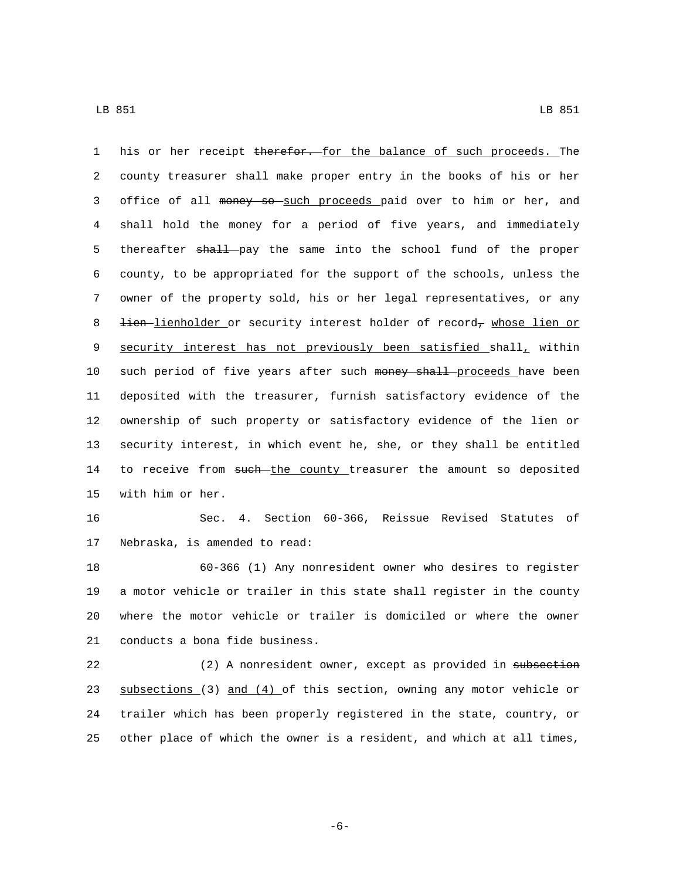his or her receipt ~~therefor.~~ for the balance of such proceeds. The county treasurer shall make proper entry in the books of his or her office of all ~~money so~~ such proceeds paid over to him or her, and shall hold the money for a period of five years, and immediately thereafter ~~shall~~ pay the same into the school fund of the proper county, to be appropriated for the support of the schools, unless the owner of the property sold, his or her legal representatives, or any ~~lien~~ lienholder or security interest holder of record~~,~~ whose lien or security interest has not previously been satisfied shall, within such period of five years after such ~~money shall~~ proceeds have been deposited with the treasurer, furnish satisfactory evidence of the ownership of such property or satisfactory evidence of the lien or security interest, in which event he, she, or they shall be entitled to receive from ~~such~~ the county treasurer the amount so deposited with him or her.

Sec. 4. Section 60-366, Reissue Revised Statutes of Nebraska, is amended to read:

60-366 (1) Any nonresident owner who desires to register a motor vehicle or trailer in this state shall register in the county where the motor vehicle or trailer is domiciled or where the owner conducts a bona fide business.

(2) A nonresident owner, except as provided in ~~subsection~~ subsections (3) and (4) of this section, owning any motor vehicle or trailer which has been properly registered in the state, country, or other place of which the owner is a resident, and which at all times,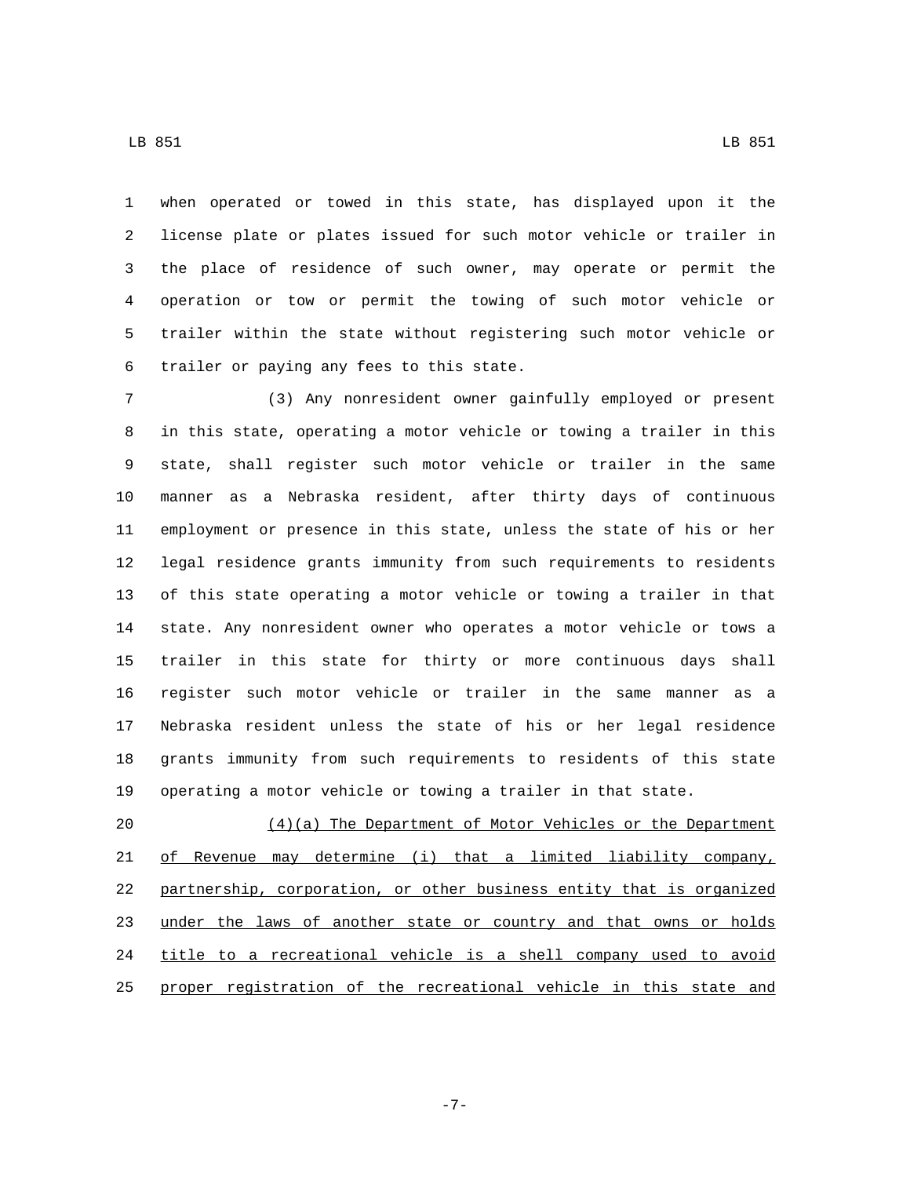when operated or towed in this state, has displayed upon it the license plate or plates issued for such motor vehicle or trailer in the place of residence of such owner, may operate or permit the operation or tow or permit the towing of such motor vehicle or trailer within the state without registering such motor vehicle or trailer or paying any fees to this state.

(3) Any nonresident owner gainfully employed or present in this state, operating a motor vehicle or towing a trailer in this state, shall register such motor vehicle or trailer in the same manner as a Nebraska resident, after thirty days of continuous employment or presence in this state, unless the state of his or her legal residence grants immunity from such requirements to residents of this state operating a motor vehicle or towing a trailer in that state. Any nonresident owner who operates a motor vehicle or tows a trailer in this state for thirty or more continuous days shall register such motor vehicle or trailer in the same manner as a Nebraska resident unless the state of his or her legal residence grants immunity from such requirements to residents of this state operating a motor vehicle or towing a trailer in that state.

(4)(a) The Department of Motor Vehicles or the Department of Revenue may determine (i) that a limited liability company, partnership, corporation, or other business entity that is organized under the laws of another state or country and that owns or holds title to a recreational vehicle is a shell company used to avoid proper registration of the recreational vehicle in this state and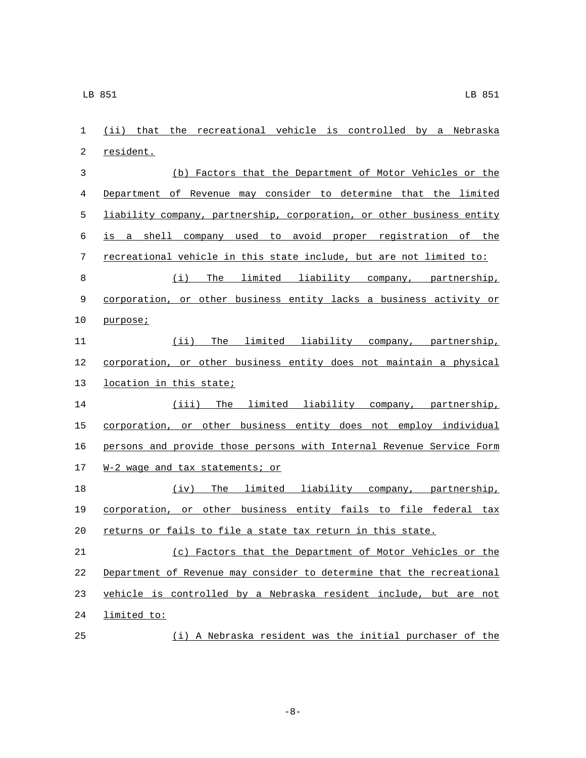(ii) that the recreational vehicle is controlled by a Nebraska resident.

(b) Factors that the Department of Motor Vehicles or the Department of Revenue may consider to determine that the limited liability company, partnership, corporation, or other business entity is a shell company used to avoid proper registration of the recreational vehicle in this state include, but are not limited to:

(i) The limited liability company, partnership, corporation, or other business entity lacks a business activity or purpose;

(ii) The limited liability company, partnership, corporation, or other business entity does not maintain a physical location in this state;

(iii) The limited liability company, partnership, corporation, or other business entity does not employ individual persons and provide those persons with Internal Revenue Service Form W-2 wage and tax statements; or

(iv) The limited liability company, partnership, corporation, or other business entity fails to file federal tax returns or fails to file a state tax return in this state.

(c) Factors that the Department of Motor Vehicles or the Department of Revenue may consider to determine that the recreational vehicle is controlled by a Nebraska resident include, but are not limited to:

(i) A Nebraska resident was the initial purchaser of the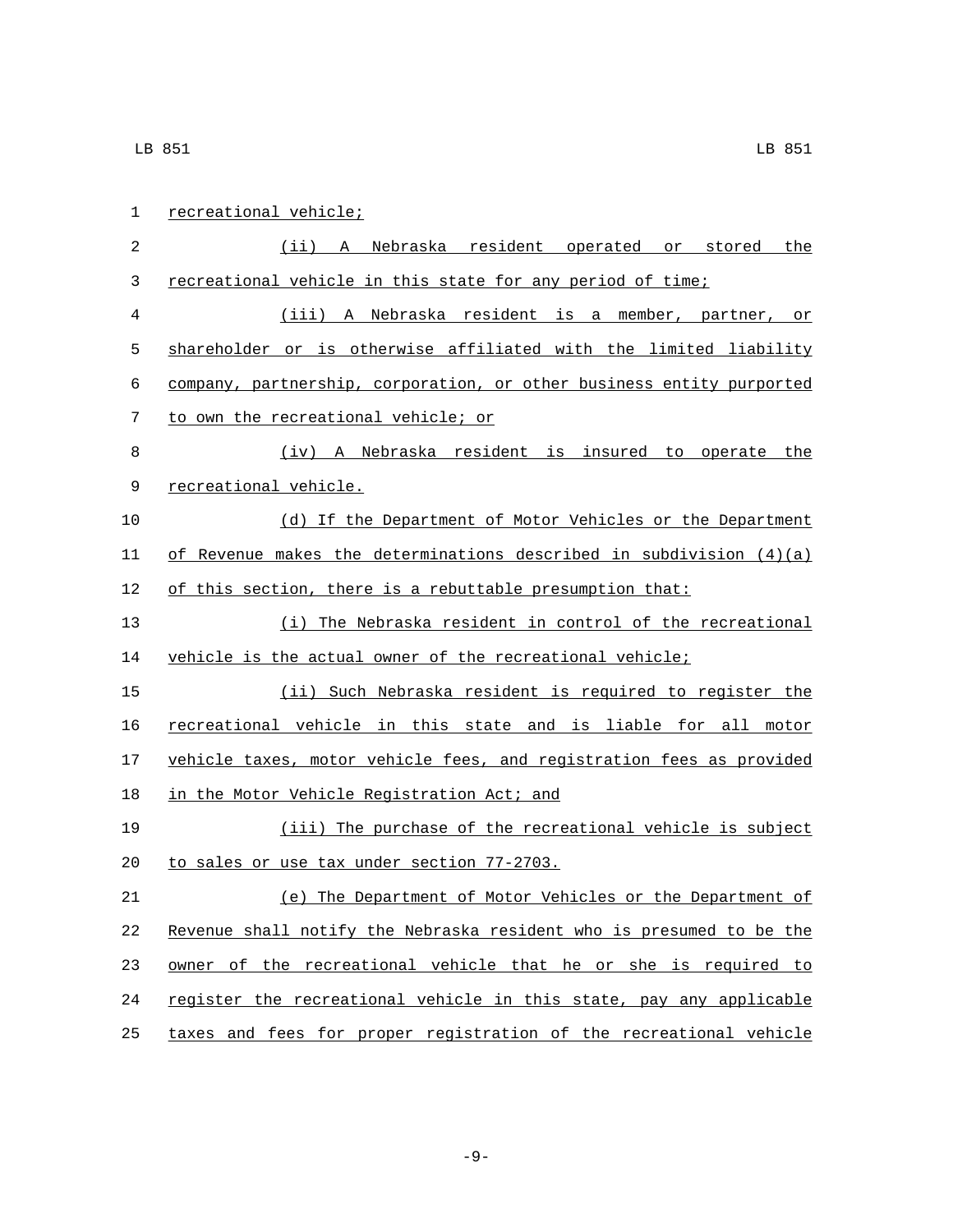recreational vehicle;

(ii) A Nebraska resident operated or stored the recreational vehicle in this state for any period of time;

(iii) A Nebraska resident is a member, partner, or shareholder or is otherwise affiliated with the limited liability company, partnership, corporation, or other business entity purported to own the recreational vehicle; or

(iv) A Nebraska resident is insured to operate the recreational vehicle.

(d) If the Department of Motor Vehicles or the Department of Revenue makes the determinations described in subdivision (4)(a) of this section, there is a rebuttable presumption that:

(i) The Nebraska resident in control of the recreational vehicle is the actual owner of the recreational vehicle;

(ii) Such Nebraska resident is required to register the recreational vehicle in this state and is liable for all motor vehicle taxes, motor vehicle fees, and registration fees as provided in the Motor Vehicle Registration Act; and

(iii) The purchase of the recreational vehicle is subject to sales or use tax under section 77-2703.

(e) The Department of Motor Vehicles or the Department of Revenue shall notify the Nebraska resident who is presumed to be the owner of the recreational vehicle that he or she is required to register the recreational vehicle in this state, pay any applicable taxes and fees for proper registration of the recreational vehicle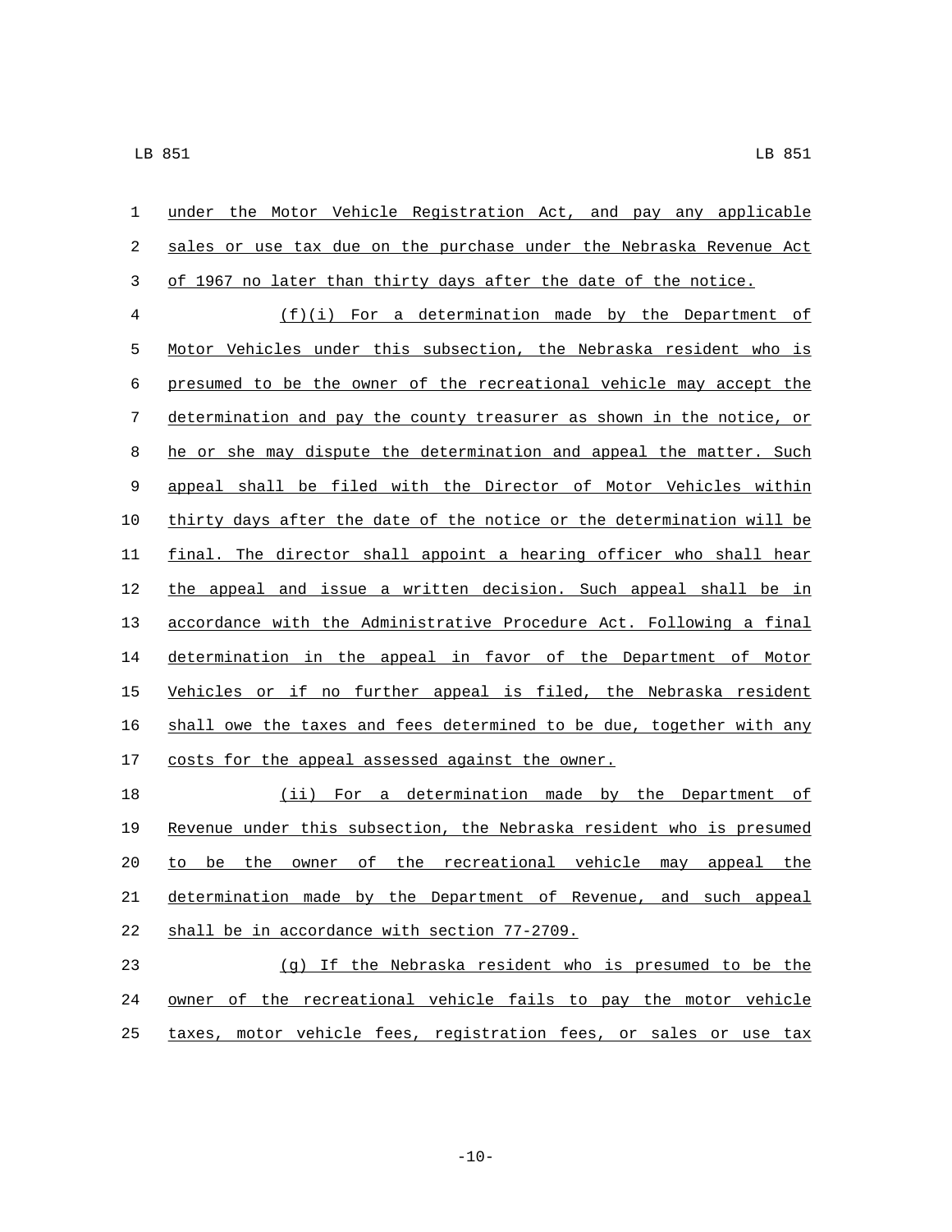under the Motor Vehicle Registration Act, and pay any applicable sales or use tax due on the purchase under the Nebraska Revenue Act of 1967 no later than thirty days after the date of the notice.

(f)(i) For a determination made by the Department of Motor Vehicles under this subsection, the Nebraska resident who is presumed to be the owner of the recreational vehicle may accept the determination and pay the county treasurer as shown in the notice, or he or she may dispute the determination and appeal the matter. Such appeal shall be filed with the Director of Motor Vehicles within thirty days after the date of the notice or the determination will be final. The director shall appoint a hearing officer who shall hear the appeal and issue a written decision. Such appeal shall be in accordance with the Administrative Procedure Act. Following a final determination in the appeal in favor of the Department of Motor Vehicles or if no further appeal is filed, the Nebraska resident shall owe the taxes and fees determined to be due, together with any costs for the appeal assessed against the owner.

(ii) For a determination made by the Department of Revenue under this subsection, the Nebraska resident who is presumed to be the owner of the recreational vehicle may appeal the determination made by the Department of Revenue, and such appeal shall be in accordance with section 77-2709.

(g) If the Nebraska resident who is presumed to be the owner of the recreational vehicle fails to pay the motor vehicle taxes, motor vehicle fees, registration fees, or sales or use tax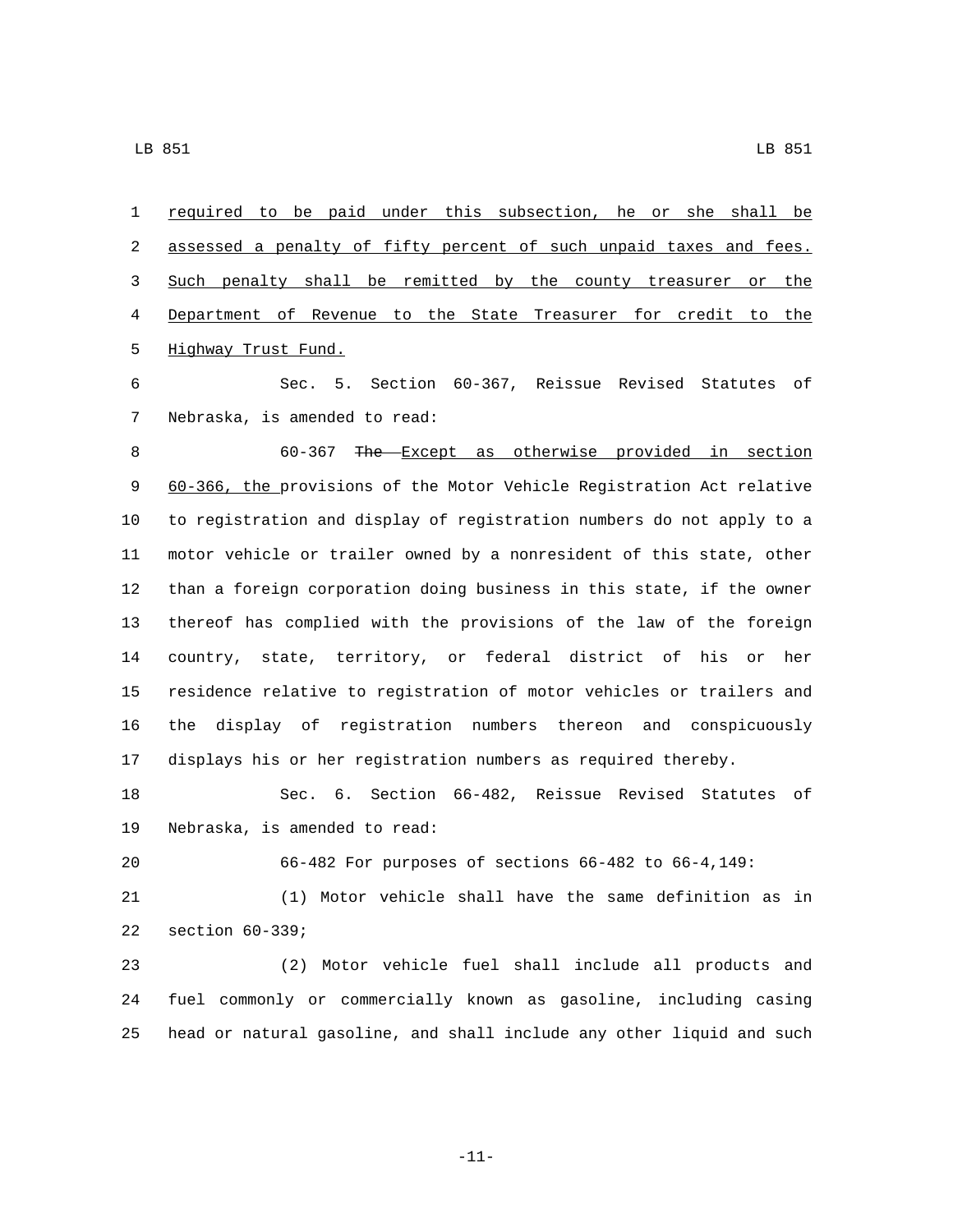required to be paid under this subsection, he or she shall be assessed a penalty of fifty percent of such unpaid taxes and fees. Such penalty shall be remitted by the county treasurer or the Department of Revenue to the State Treasurer for credit to the Highway Trust Fund.

Sec. 5. Section 60-367, Reissue Revised Statutes of Nebraska, is amended to read:

60-367 ~~The~~ Except as otherwise provided in section 60-366, the provisions of the Motor Vehicle Registration Act relative to registration and display of registration numbers do not apply to a motor vehicle or trailer owned by a nonresident of this state, other than a foreign corporation doing business in this state, if the owner thereof has complied with the provisions of the law of the foreign country, state, territory, or federal district of his or her residence relative to registration of motor vehicles or trailers and the display of registration numbers thereon and conspicuously displays his or her registration numbers as required thereby.

Sec. 6. Section 66-482, Reissue Revised Statutes of Nebraska, is amended to read:

66-482 For purposes of sections 66-482 to 66-4,149:

(1) Motor vehicle shall have the same definition as in section 60-339;

(2) Motor vehicle fuel shall include all products and fuel commonly or commercially known as gasoline, including casing head or natural gasoline, and shall include any other liquid and such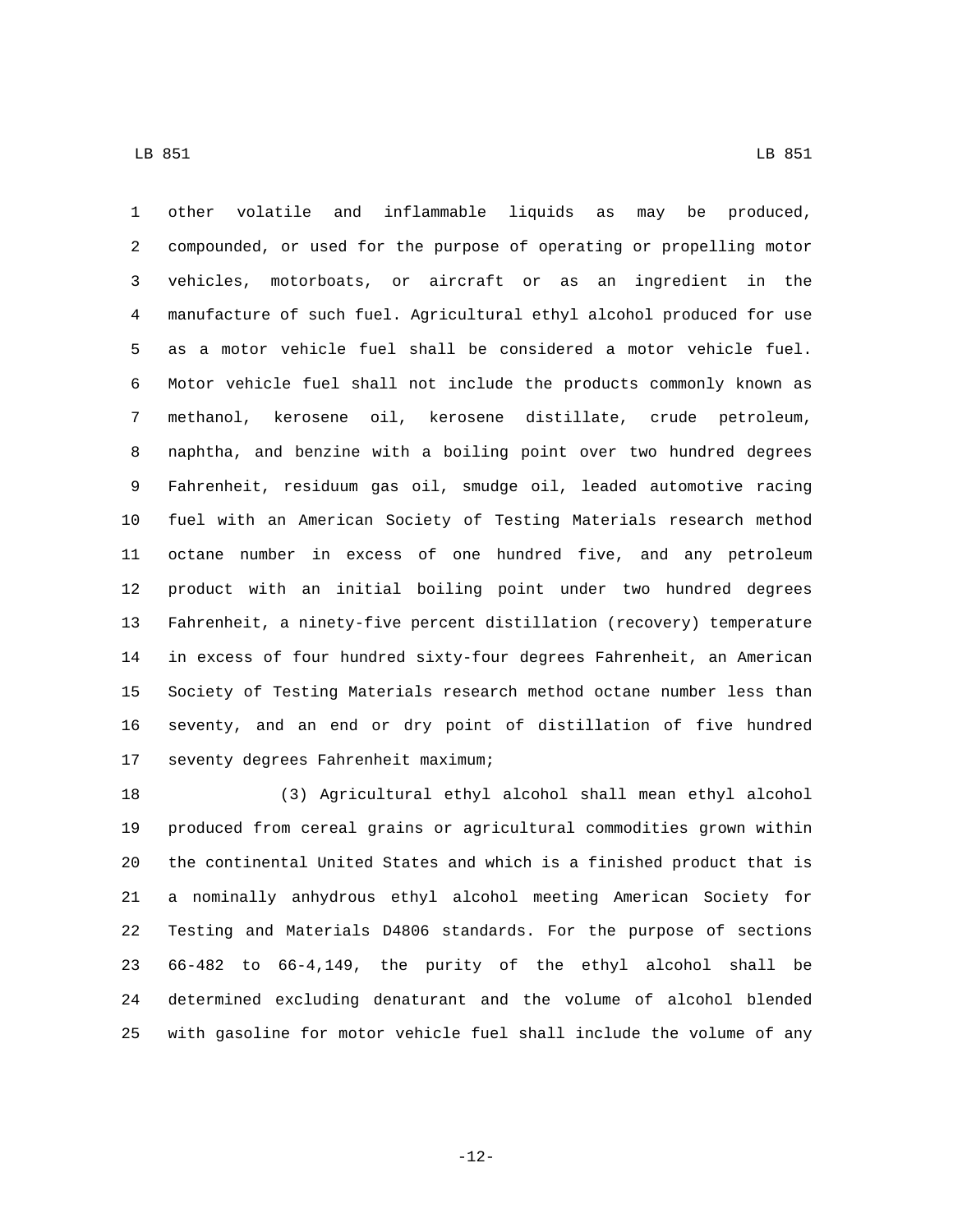other volatile and inflammable liquids as may be produced, compounded, or used for the purpose of operating or propelling motor vehicles, motorboats, or aircraft or as an ingredient in the manufacture of such fuel. Agricultural ethyl alcohol produced for use as a motor vehicle fuel shall be considered a motor vehicle fuel. Motor vehicle fuel shall not include the products commonly known as methanol, kerosene oil, kerosene distillate, crude petroleum, naphtha, and benzine with a boiling point over two hundred degrees Fahrenheit, residuum gas oil, smudge oil, leaded automotive racing fuel with an American Society of Testing Materials research method octane number in excess of one hundred five, and any petroleum product with an initial boiling point under two hundred degrees Fahrenheit, a ninety-five percent distillation (recovery) temperature in excess of four hundred sixty-four degrees Fahrenheit, an American Society of Testing Materials research method octane number less than seventy, and an end or dry point of distillation of five hundred seventy degrees Fahrenheit maximum;

(3) Agricultural ethyl alcohol shall mean ethyl alcohol produced from cereal grains or agricultural commodities grown within the continental United States and which is a finished product that is a nominally anhydrous ethyl alcohol meeting American Society for Testing and Materials D4806 standards. For the purpose of sections 66-482 to 66-4,149, the purity of the ethyl alcohol shall be determined excluding denaturant and the volume of alcohol blended with gasoline for motor vehicle fuel shall include the volume of any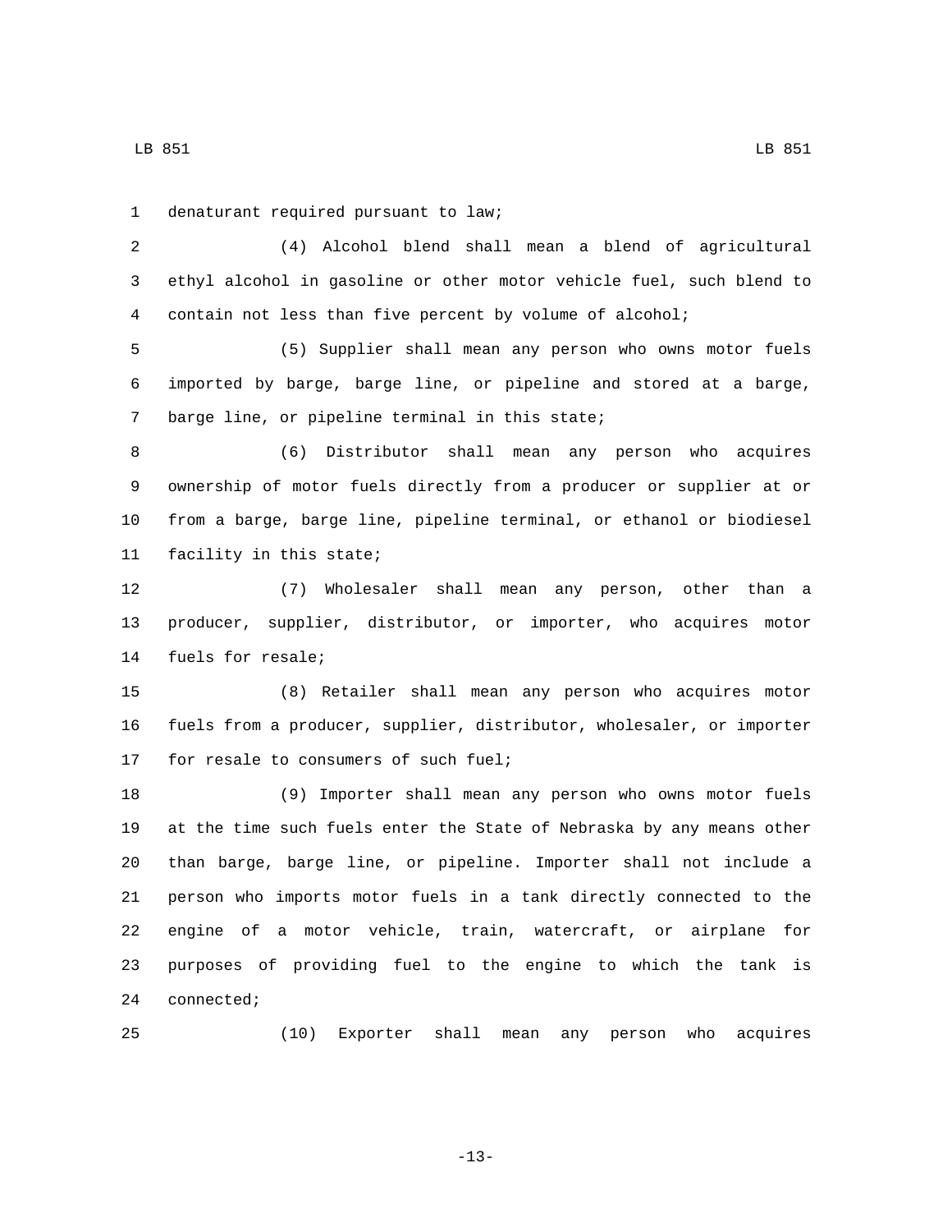denaturant required pursuant to law;

(4) Alcohol blend shall mean a blend of agricultural ethyl alcohol in gasoline or other motor vehicle fuel, such blend to contain not less than five percent by volume of alcohol;

(5) Supplier shall mean any person who owns motor fuels imported by barge, barge line, or pipeline and stored at a barge, barge line, or pipeline terminal in this state;

(6) Distributor shall mean any person who acquires ownership of motor fuels directly from a producer or supplier at or from a barge, barge line, pipeline terminal, or ethanol or biodiesel facility in this state;

(7) Wholesaler shall mean any person, other than a producer, supplier, distributor, or importer, who acquires motor fuels for resale;

(8) Retailer shall mean any person who acquires motor fuels from a producer, supplier, distributor, wholesaler, or importer for resale to consumers of such fuel;

(9) Importer shall mean any person who owns motor fuels at the time such fuels enter the State of Nebraska by any means other than barge, barge line, or pipeline. Importer shall not include a person who imports motor fuels in a tank directly connected to the engine of a motor vehicle, train, watercraft, or airplane for purposes of providing fuel to the engine to which the tank is connected;

(10) Exporter shall mean any person who acquires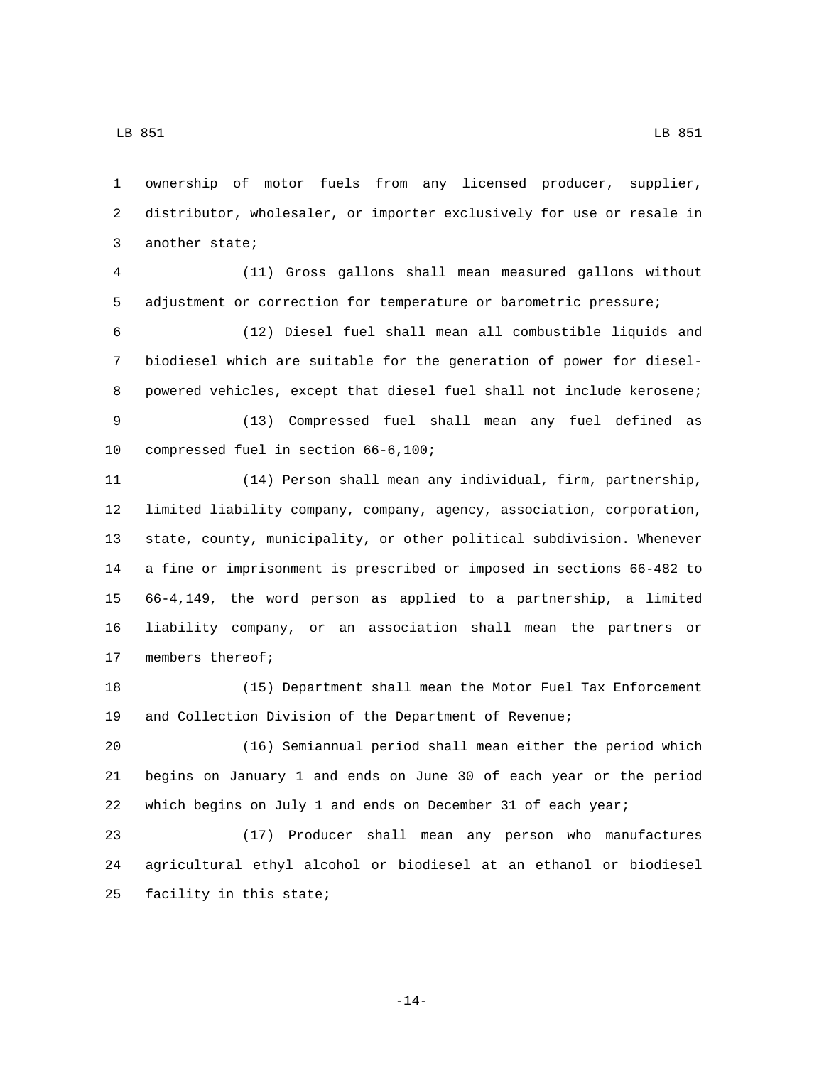ownership of motor fuels from any licensed producer, supplier, distributor, wholesaler, or importer exclusively for use or resale in another state;

(11) Gross gallons shall mean measured gallons without adjustment or correction for temperature or barometric pressure;

(12) Diesel fuel shall mean all combustible liquids and biodiesel which are suitable for the generation of power for diesel-powered vehicles, except that diesel fuel shall not include kerosene;

(13) Compressed fuel shall mean any fuel defined as compressed fuel in section 66-6,100;

(14) Person shall mean any individual, firm, partnership, limited liability company, company, agency, association, corporation, state, county, municipality, or other political subdivision. Whenever a fine or imprisonment is prescribed or imposed in sections 66-482 to 66-4,149, the word person as applied to a partnership, a limited liability company, or an association shall mean the partners or members thereof;

(15) Department shall mean the Motor Fuel Tax Enforcement and Collection Division of the Department of Revenue;

(16) Semiannual period shall mean either the period which begins on January 1 and ends on June 30 of each year or the period which begins on July 1 and ends on December 31 of each year;

(17) Producer shall mean any person who manufactures agricultural ethyl alcohol or biodiesel at an ethanol or biodiesel facility in this state;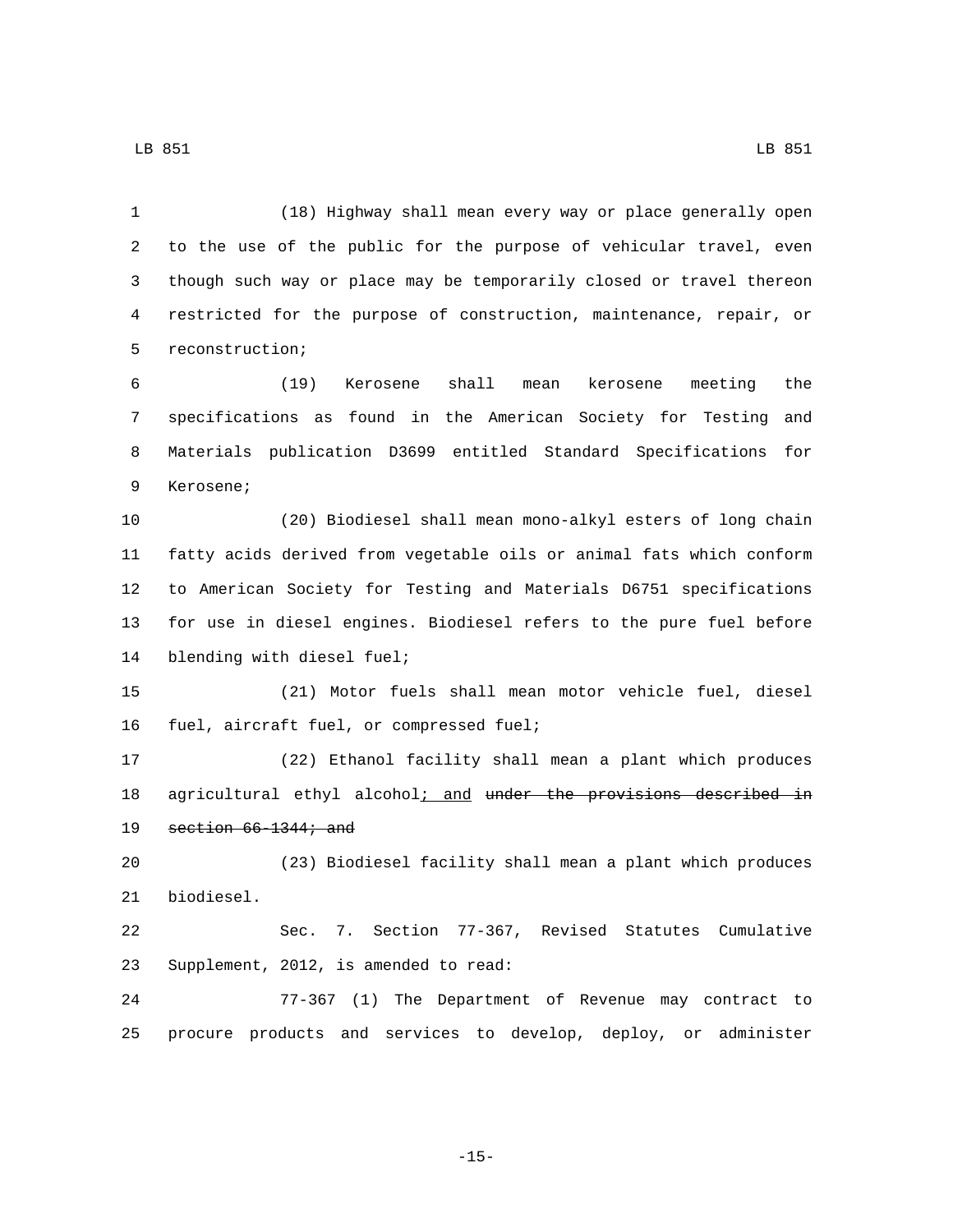(18) Highway shall mean every way or place generally open to the use of the public for the purpose of vehicular travel, even though such way or place may be temporarily closed or travel thereon restricted for the purpose of construction, maintenance, repair, or reconstruction;

(19) Kerosene shall mean kerosene meeting the specifications as found in the American Society for Testing and Materials publication D3699 entitled Standard Specifications for Kerosene;

(20) Biodiesel shall mean mono-alkyl esters of long chain fatty acids derived from vegetable oils or animal fats which conform to American Society for Testing and Materials D6751 specifications for use in diesel engines. Biodiesel refers to the pure fuel before blending with diesel fuel;

(21) Motor fuels shall mean motor vehicle fuel, diesel fuel, aircraft fuel, or compressed fuel;

(22) Ethanol facility shall mean a plant which produces agricultural ethyl alcohol<u>; and</u> ~~under the provisions described in section 66-1344; and~~

(23) Biodiesel facility shall mean a plant which produces biodiesel.

Sec. 7. Section 77-367, Revised Statutes Cumulative Supplement, 2012, is amended to read:

77-367 (1) The Department of Revenue may contract to procure products and services to develop, deploy, or administer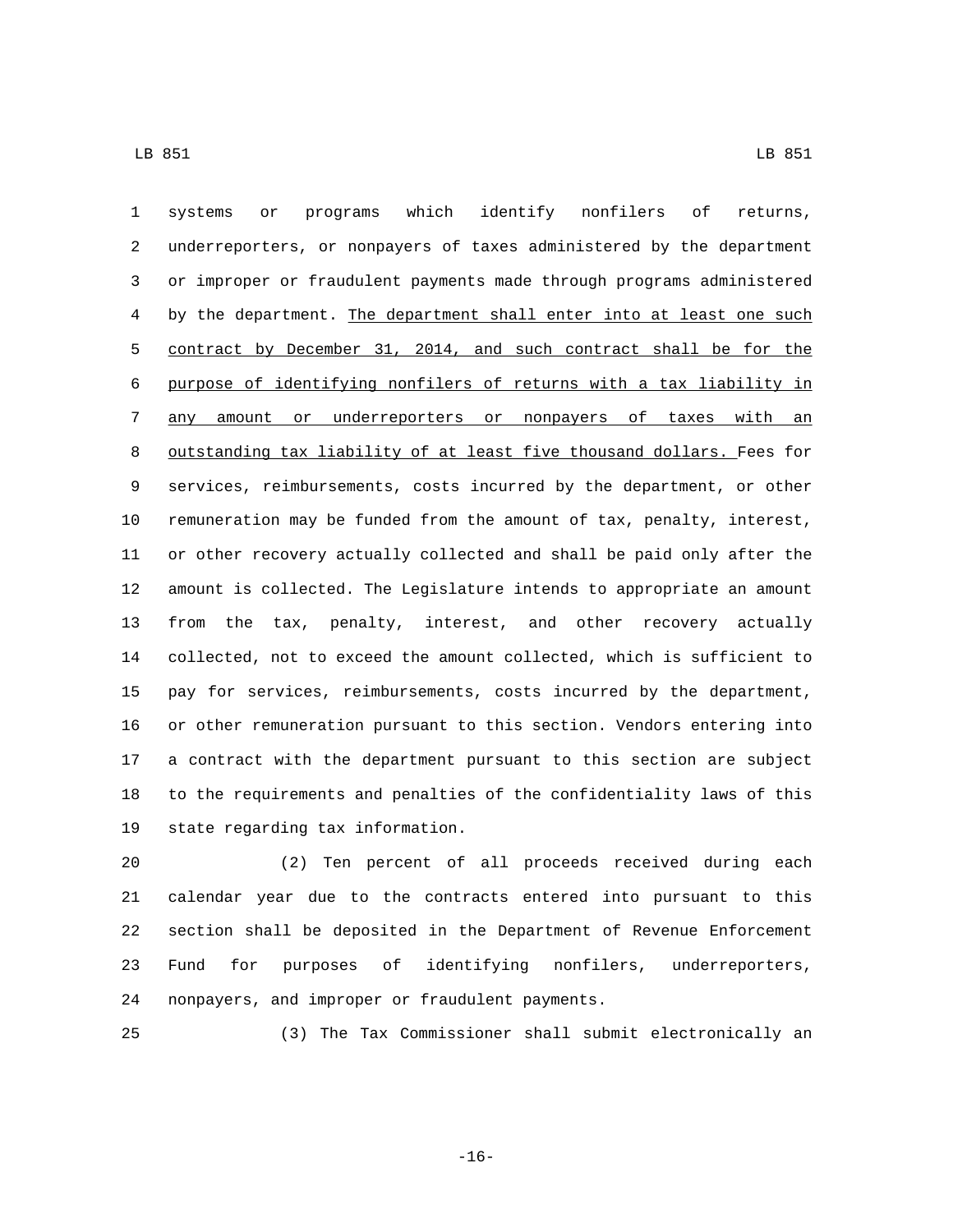systems or programs which identify nonfilers of returns, underreporters, or nonpayers of taxes administered by the department or improper or fraudulent payments made through programs administered by the department. <u>The department shall enter into at least one such contract by December 31, 2014, and such contract shall be for the purpose of identifying nonfilers of returns with a tax liability in any amount or underreporters or nonpayers of taxes with an outstanding tax liability of at least five thousand dollars.</u> Fees for services, reimbursements, costs incurred by the department, or other remuneration may be funded from the amount of tax, penalty, interest, or other recovery actually collected and shall be paid only after the amount is collected. The Legislature intends to appropriate an amount from the tax, penalty, interest, and other recovery actually collected, not to exceed the amount collected, which is sufficient to pay for services, reimbursements, costs incurred by the department, or other remuneration pursuant to this section. Vendors entering into a contract with the department pursuant to this section are subject to the requirements and penalties of the confidentiality laws of this state regarding tax information.

(2) Ten percent of all proceeds received during each calendar year due to the contracts entered into pursuant to this section shall be deposited in the Department of Revenue Enforcement Fund for purposes of identifying nonfilers, underreporters, nonpayers, and improper or fraudulent payments.

(3) The Tax Commissioner shall submit electronically an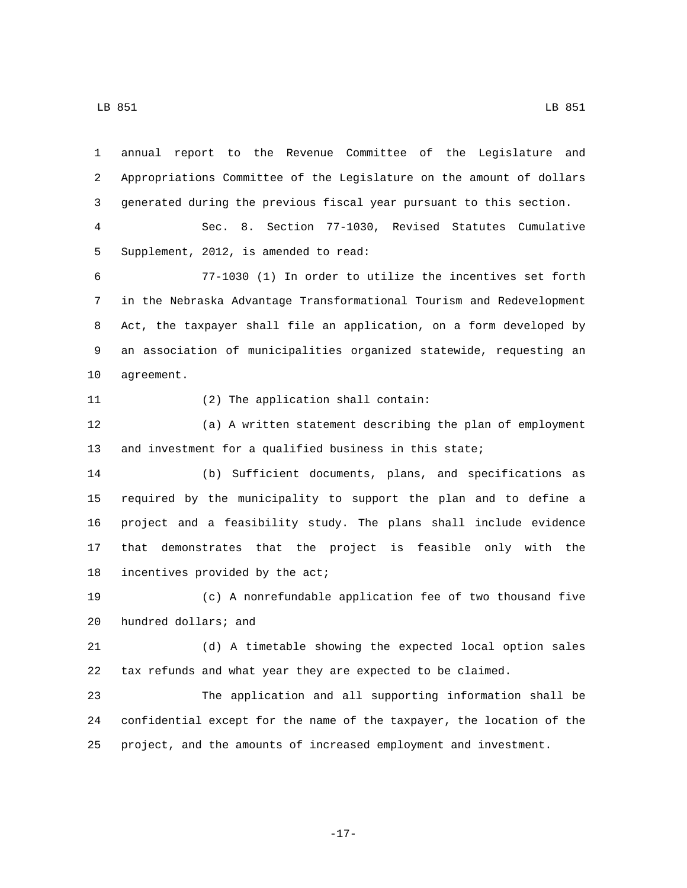annual report to the Revenue Committee of the Legislature and Appropriations Committee of the Legislature on the amount of dollars generated during the previous fiscal year pursuant to this section.

Sec. 8. Section 77-1030, Revised Statutes Cumulative Supplement, 2012, is amended to read:

77-1030 (1) In order to utilize the incentives set forth in the Nebraska Advantage Transformational Tourism and Redevelopment Act, the taxpayer shall file an application, on a form developed by an association of municipalities organized statewide, requesting an agreement.

(2) The application shall contain:

(a) A written statement describing the plan of employment and investment for a qualified business in this state;

(b) Sufficient documents, plans, and specifications as required by the municipality to support the plan and to define a project and a feasibility study. The plans shall include evidence that demonstrates that the project is feasible only with the incentives provided by the act;

(c) A nonrefundable application fee of two thousand five hundred dollars; and

(d) A timetable showing the expected local option sales tax refunds and what year they are expected to be claimed.

The application and all supporting information shall be confidential except for the name of the taxpayer, the location of the project, and the amounts of increased employment and investment.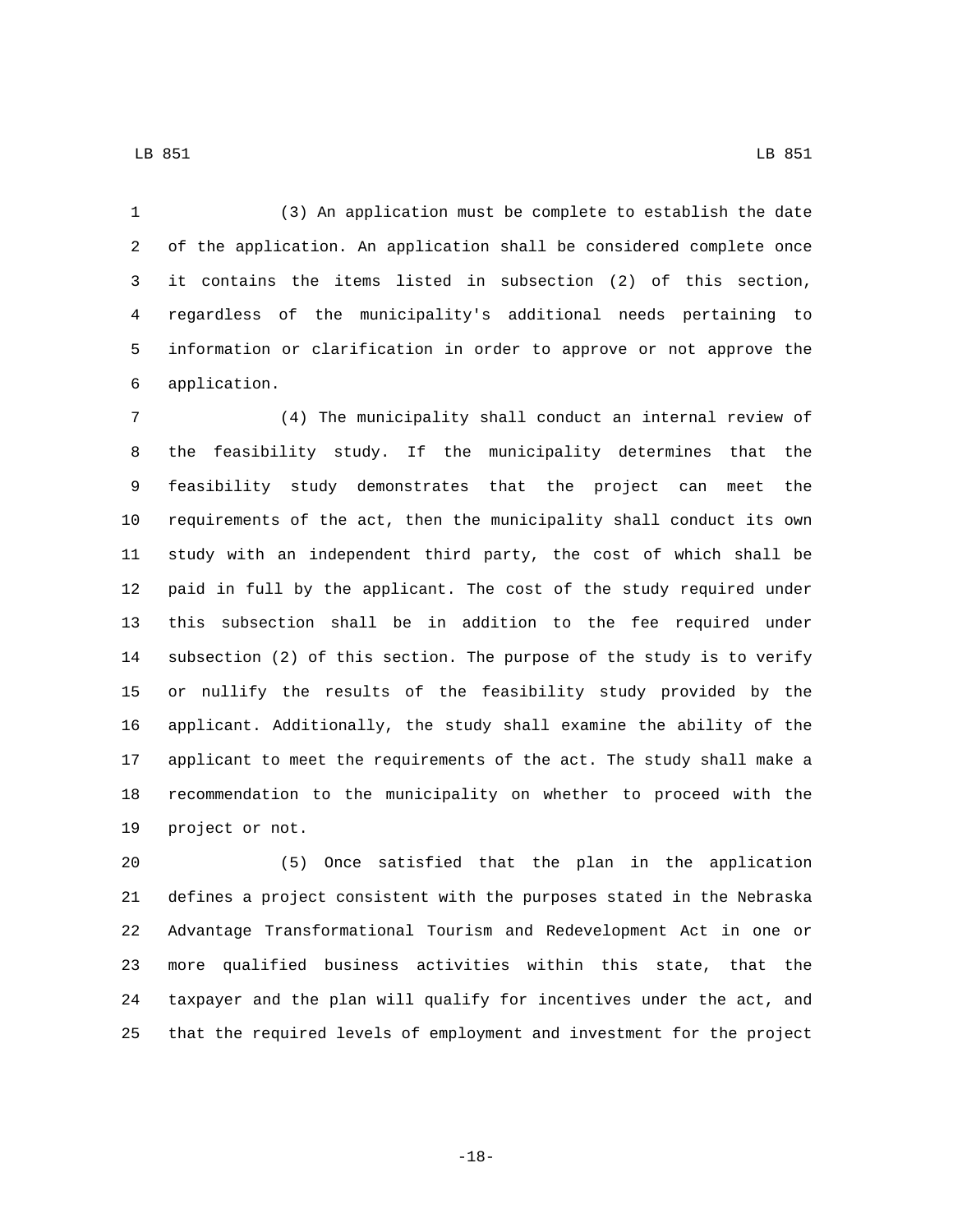(3) An application must be complete to establish the date of the application. An application shall be considered complete once it contains the items listed in subsection (2) of this section, regardless of the municipality's additional needs pertaining to information or clarification in order to approve or not approve the application.

(4) The municipality shall conduct an internal review of the feasibility study. If the municipality determines that the feasibility study demonstrates that the project can meet the requirements of the act, then the municipality shall conduct its own study with an independent third party, the cost of which shall be paid in full by the applicant. The cost of the study required under this subsection shall be in addition to the fee required under subsection (2) of this section. The purpose of the study is to verify or nullify the results of the feasibility study provided by the applicant. Additionally, the study shall examine the ability of the applicant to meet the requirements of the act. The study shall make a recommendation to the municipality on whether to proceed with the project or not.

(5) Once satisfied that the plan in the application defines a project consistent with the purposes stated in the Nebraska Advantage Transformational Tourism and Redevelopment Act in one or more qualified business activities within this state, that the taxpayer and the plan will qualify for incentives under the act, and that the required levels of employment and investment for the project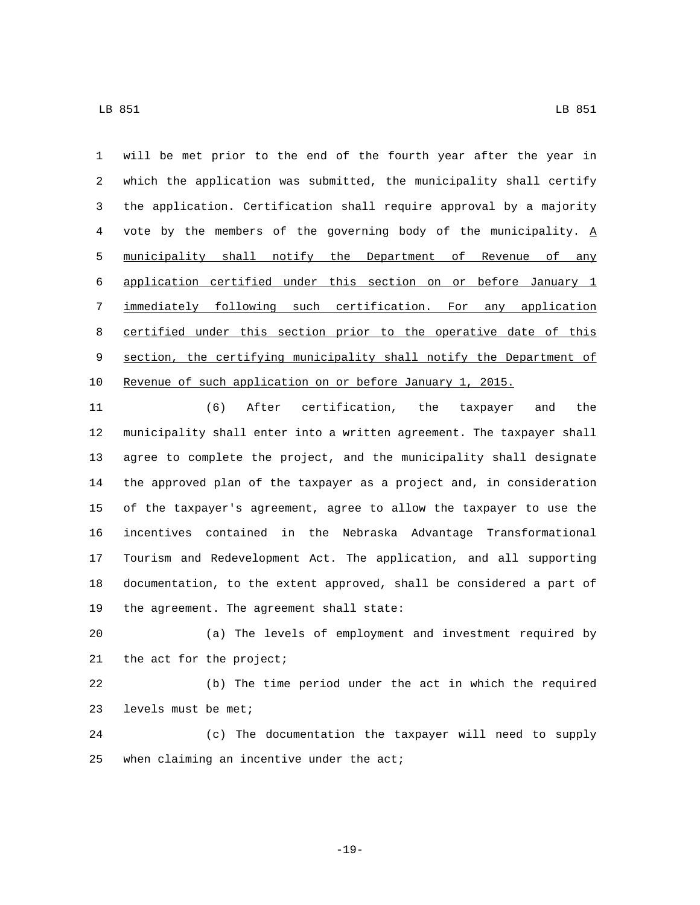will be met prior to the end of the fourth year after the year in which the application was submitted, the municipality shall certify the application. Certification shall require approval by a majority vote by the members of the governing body of the municipality. <u>A municipality shall notify the Department of Revenue of any application certified under this section on or before January 1 immediately following such certification. For any application certified under this section prior to the operative date of this section, the certifying municipality shall notify the Department of Revenue of such application on or before January 1, 2015.</u>

(6) After certification, the taxpayer and the municipality shall enter into a written agreement. The taxpayer shall agree to complete the project, and the municipality shall designate the approved plan of the taxpayer as a project and, in consideration of the taxpayer's agreement, agree to allow the taxpayer to use the incentives contained in the Nebraska Advantage Transformational Tourism and Redevelopment Act. The application, and all supporting documentation, to the extent approved, shall be considered a part of the agreement. The agreement shall state:

(a) The levels of employment and investment required by the act for the project;

(b) The time period under the act in which the required levels must be met;

(c) The documentation the taxpayer will need to supply when claiming an incentive under the act;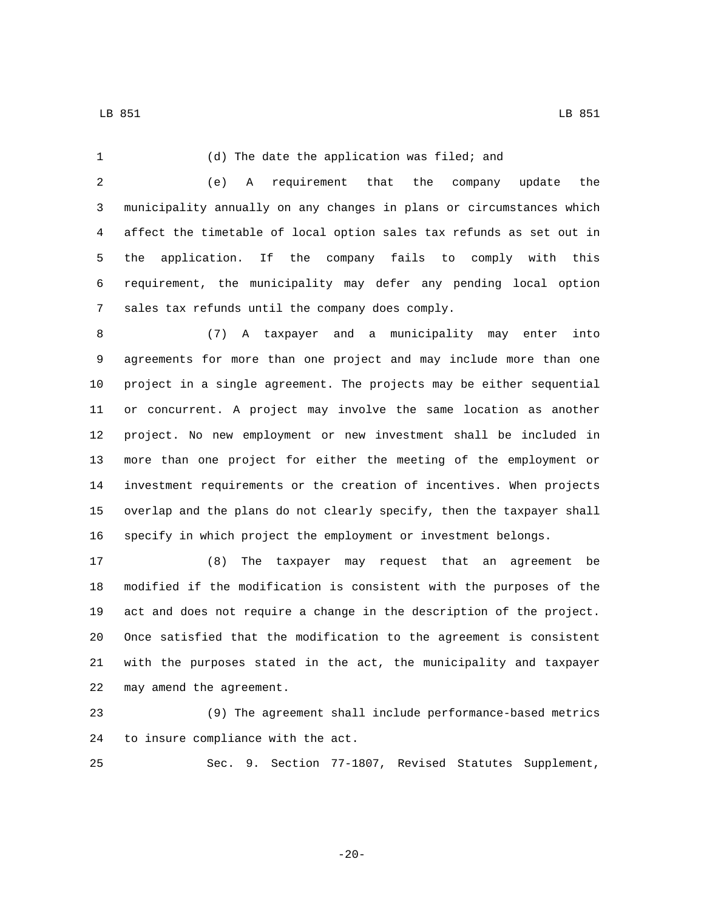(d) The date the application was filed; and

(e) A requirement that the company update the municipality annually on any changes in plans or circumstances which affect the timetable of local option sales tax refunds as set out in the application. If the company fails to comply with this requirement, the municipality may defer any pending local option sales tax refunds until the company does comply.

(7) A taxpayer and a municipality may enter into agreements for more than one project and may include more than one project in a single agreement. The projects may be either sequential or concurrent. A project may involve the same location as another project. No new employment or new investment shall be included in more than one project for either the meeting of the employment or investment requirements or the creation of incentives. When projects overlap and the plans do not clearly specify, then the taxpayer shall specify in which project the employment or investment belongs.

(8) The taxpayer may request that an agreement be modified if the modification is consistent with the purposes of the act and does not require a change in the description of the project. Once satisfied that the modification to the agreement is consistent with the purposes stated in the act, the municipality and taxpayer may amend the agreement.

(9) The agreement shall include performance-based metrics to insure compliance with the act.

Sec. 9. Section 77-1807, Revised Statutes Supplement,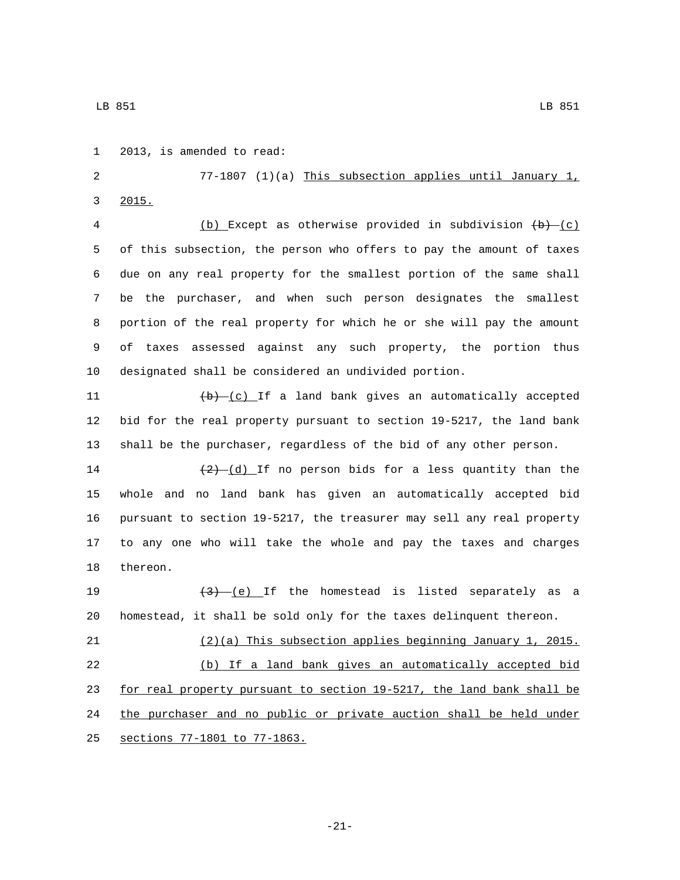2013, is amended to read:

77-1807 (1)(a) This subsection applies until January 1, 2015.

(b) Except as otherwise provided in subdivision ~~(b)~~ (c) of this subsection, the person who offers to pay the amount of taxes due on any real property for the smallest portion of the same shall be the purchaser, and when such person designates the smallest portion of the real property for which he or she will pay the amount of taxes assessed against any such property, the portion thus designated shall be considered an undivided portion.

~~(b)~~ (c) If a land bank gives an automatically accepted bid for the real property pursuant to section 19-5217, the land bank shall be the purchaser, regardless of the bid of any other person.

~~(2)~~ (d) If no person bids for a less quantity than the whole and no land bank has given an automatically accepted bid pursuant to section 19-5217, the treasurer may sell any real property to any one who will take the whole and pay the taxes and charges thereon.

~~(3)~~ (e) If the homestead is listed separately as a homestead, it shall be sold only for the taxes delinquent thereon.

(2)(a) This subsection applies beginning January 1, 2015.

(b) If a land bank gives an automatically accepted bid for real property pursuant to section 19-5217, the land bank shall be the purchaser and no public or private auction shall be held under sections 77-1801 to 77-1863.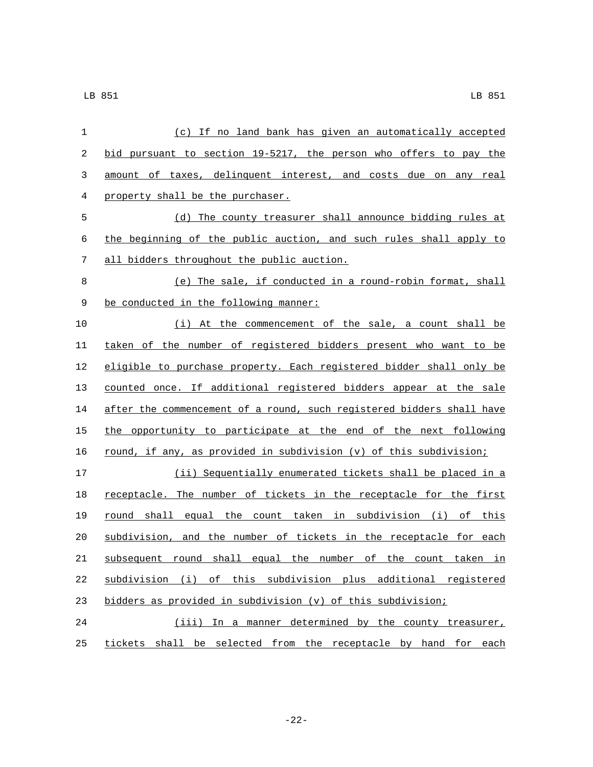(c) If no land bank has given an automatically accepted bid pursuant to section 19-5217, the person who offers to pay the amount of taxes, delinquent interest, and costs due on any real property shall be the purchaser.

(d) The county treasurer shall announce bidding rules at the beginning of the public auction, and such rules shall apply to all bidders throughout the public auction.

(e) The sale, if conducted in a round-robin format, shall be conducted in the following manner:

(i) At the commencement of the sale, a count shall be taken of the number of registered bidders present who want to be eligible to purchase property. Each registered bidder shall only be counted once. If additional registered bidders appear at the sale after the commencement of a round, such registered bidders shall have the opportunity to participate at the end of the next following round, if any, as provided in subdivision (v) of this subdivision;

(ii) Sequentially enumerated tickets shall be placed in a receptacle. The number of tickets in the receptacle for the first round shall equal the count taken in subdivision (i) of this subdivision, and the number of tickets in the receptacle for each subsequent round shall equal the number of the count taken in subdivision (i) of this subdivision plus additional registered bidders as provided in subdivision (v) of this subdivision;

(iii) In a manner determined by the county treasurer, tickets shall be selected from the receptacle by hand for each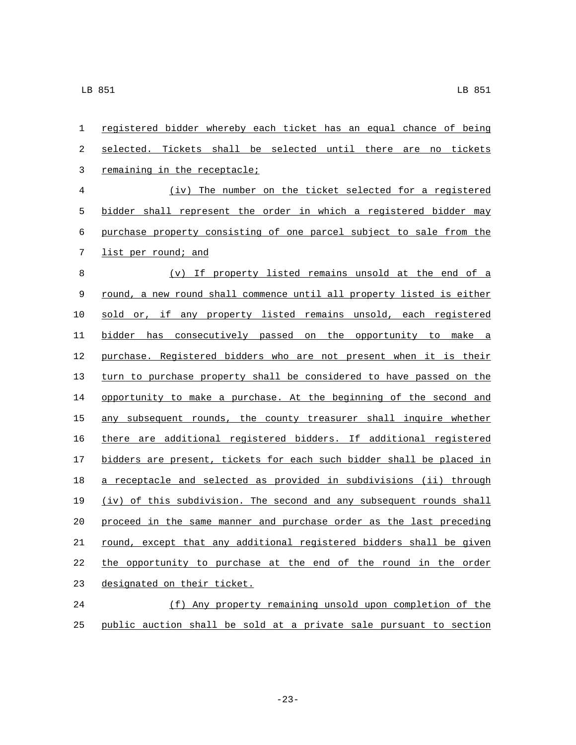registered bidder whereby each ticket has an equal chance of being selected. Tickets shall be selected until there are no tickets remaining in the receptacle;

(iv) The number on the ticket selected for a registered bidder shall represent the order in which a registered bidder may purchase property consisting of one parcel subject to sale from the list per round; and

(v) If property listed remains unsold at the end of a round, a new round shall commence until all property listed is either sold or, if any property listed remains unsold, each registered bidder has consecutively passed on the opportunity to make a purchase. Registered bidders who are not present when it is their turn to purchase property shall be considered to have passed on the opportunity to make a purchase. At the beginning of the second and any subsequent rounds, the county treasurer shall inquire whether there are additional registered bidders. If additional registered bidders are present, tickets for each such bidder shall be placed in a receptacle and selected as provided in subdivisions (ii) through (iv) of this subdivision. The second and any subsequent rounds shall proceed in the same manner and purchase order as the last preceding round, except that any additional registered bidders shall be given the opportunity to purchase at the end of the round in the order designated on their ticket.

(f) Any property remaining unsold upon completion of the public auction shall be sold at a private sale pursuant to section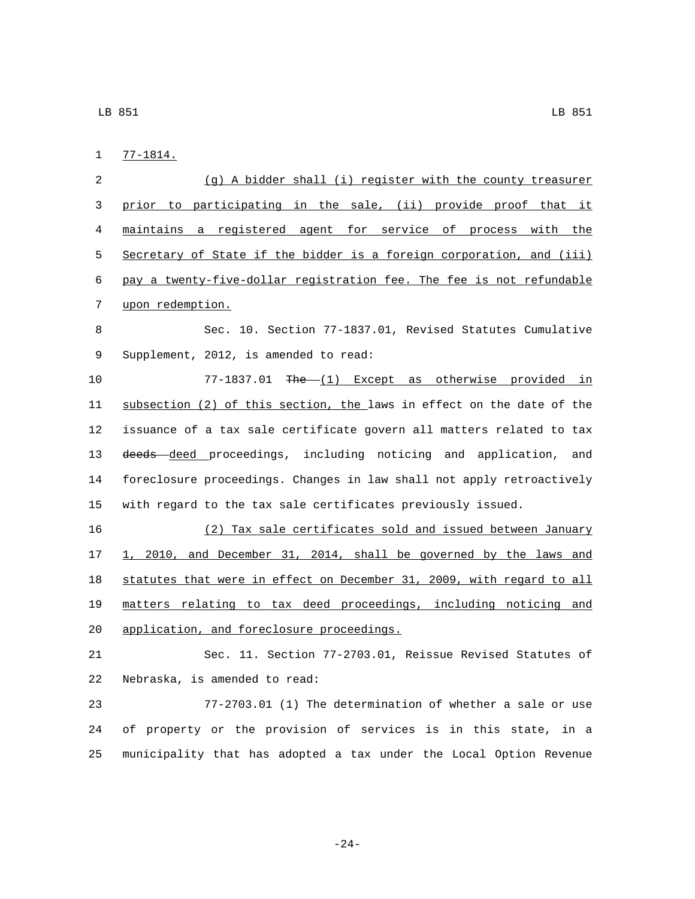77-1814.

(g) A bidder shall (i) register with the county treasurer prior to participating in the sale, (ii) provide proof that it maintains a registered agent for service of process with the Secretary of State if the bidder is a foreign corporation, and (iii) pay a twenty-five-dollar registration fee. The fee is not refundable upon redemption.

Sec. 10. Section 77-1837.01, Revised Statutes Cumulative Supplement, 2012, is amended to read:

77-1837.01 ~~The~~ (1) Except as otherwise provided in subsection (2) of this section, the laws in effect on the date of the issuance of a tax sale certificate govern all matters related to tax ~~deeds~~ deed proceedings, including noticing and application, and foreclosure proceedings. Changes in law shall not apply retroactively with regard to the tax sale certificates previously issued.

(2) Tax sale certificates sold and issued between January 1, 2010, and December 31, 2014, shall be governed by the laws and statutes that were in effect on December 31, 2009, with regard to all matters relating to tax deed proceedings, including noticing and application, and foreclosure proceedings.

Sec. 11. Section 77-2703.01, Reissue Revised Statutes of Nebraska, is amended to read:

77-2703.01 (1) The determination of whether a sale or use of property or the provision of services is in this state, in a municipality that has adopted a tax under the Local Option Revenue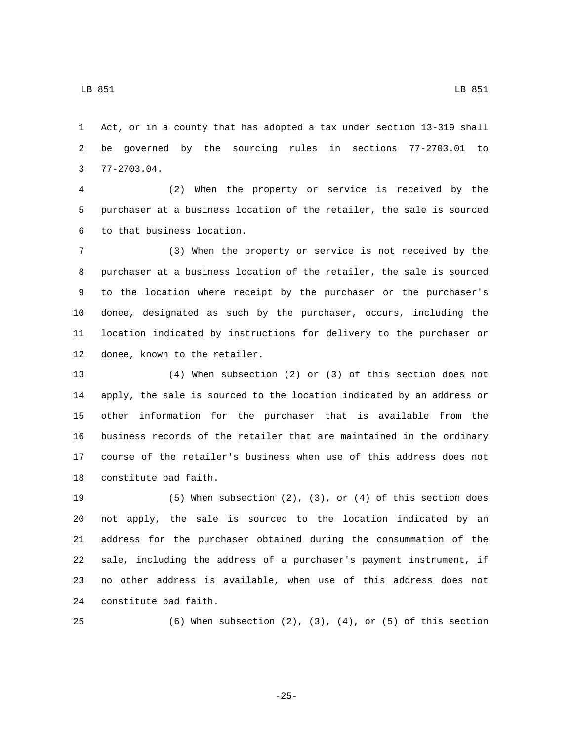Act, or in a county that has adopted a tax under section 13-319 shall be governed by the sourcing rules in sections 77-2703.01 to 77-2703.04.

(2) When the property or service is received by the purchaser at a business location of the retailer, the sale is sourced to that business location.

(3) When the property or service is not received by the purchaser at a business location of the retailer, the sale is sourced to the location where receipt by the purchaser or the purchaser's donee, designated as such by the purchaser, occurs, including the location indicated by instructions for delivery to the purchaser or donee, known to the retailer.

(4) When subsection (2) or (3) of this section does not apply, the sale is sourced to the location indicated by an address or other information for the purchaser that is available from the business records of the retailer that are maintained in the ordinary course of the retailer's business when use of this address does not constitute bad faith.

(5) When subsection (2), (3), or (4) of this section does not apply, the sale is sourced to the location indicated by an address for the purchaser obtained during the consummation of the sale, including the address of a purchaser's payment instrument, if no other address is available, when use of this address does not constitute bad faith.

(6) When subsection (2), (3), (4), or (5) of this section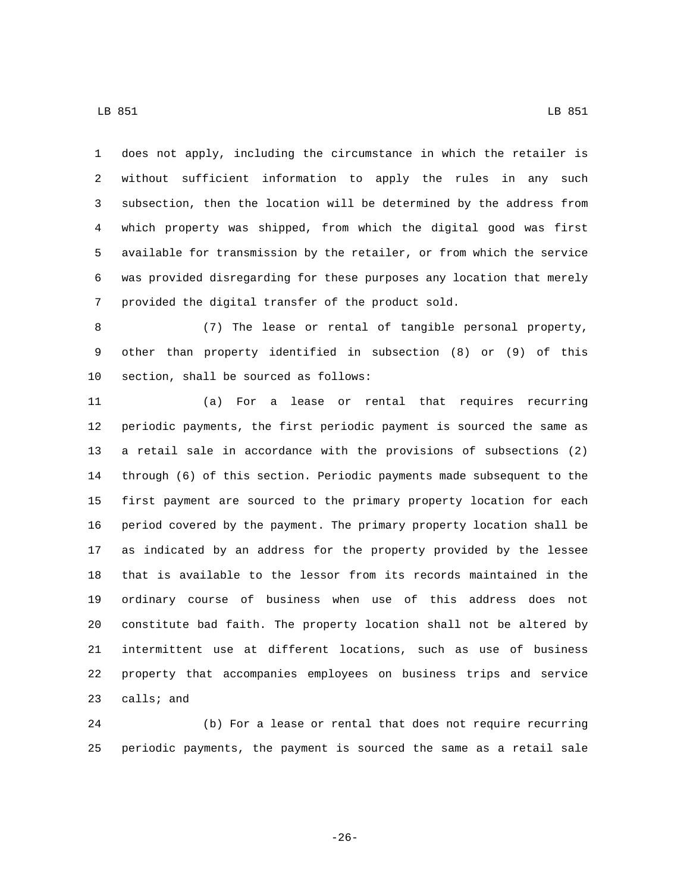does not apply, including the circumstance in which the retailer is without sufficient information to apply the rules in any such subsection, then the location will be determined by the address from which property was shipped, from which the digital good was first available for transmission by the retailer, or from which the service was provided disregarding for these purposes any location that merely provided the digital transfer of the product sold.

(7) The lease or rental of tangible personal property, other than property identified in subsection (8) or (9) of this section, shall be sourced as follows:

(a) For a lease or rental that requires recurring periodic payments, the first periodic payment is sourced the same as a retail sale in accordance with the provisions of subsections (2) through (6) of this section. Periodic payments made subsequent to the first payment are sourced to the primary property location for each period covered by the payment. The primary property location shall be as indicated by an address for the property provided by the lessee that is available to the lessor from its records maintained in the ordinary course of business when use of this address does not constitute bad faith. The property location shall not be altered by intermittent use at different locations, such as use of business property that accompanies employees on business trips and service calls; and

(b) For a lease or rental that does not require recurring periodic payments, the payment is sourced the same as a retail sale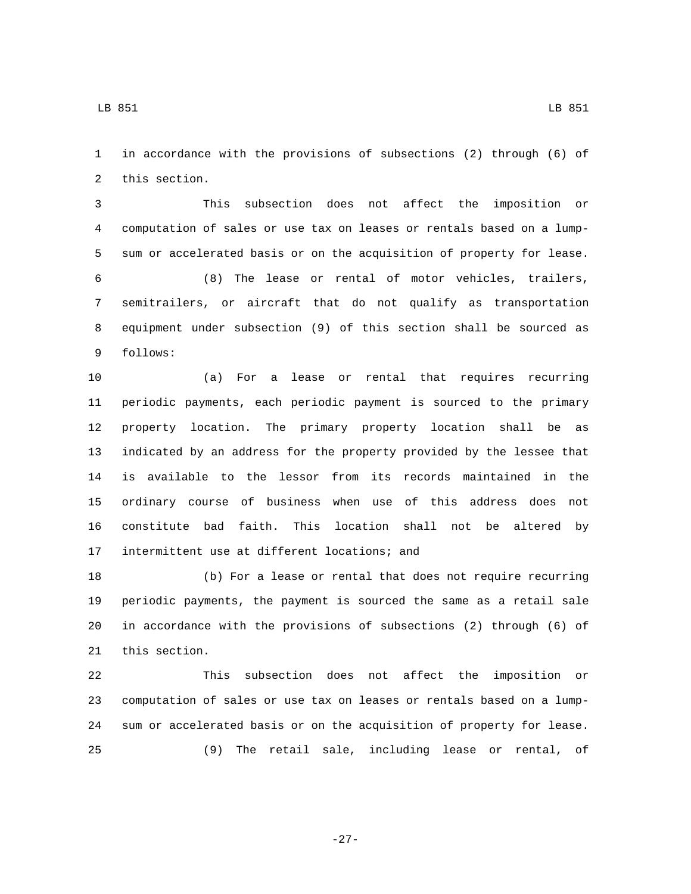in accordance with the provisions of subsections (2) through (6) of this section.

This subsection does not affect the imposition or computation of sales or use tax on leases or rentals based on a lump-sum or accelerated basis or on the acquisition of property for lease.

(8) The lease or rental of motor vehicles, trailers, semitrailers, or aircraft that do not qualify as transportation equipment under subsection (9) of this section shall be sourced as follows:

(a) For a lease or rental that requires recurring periodic payments, each periodic payment is sourced to the primary property location. The primary property location shall be as indicated by an address for the property provided by the lessee that is available to the lessor from its records maintained in the ordinary course of business when use of this address does not constitute bad faith. This location shall not be altered by intermittent use at different locations; and

(b) For a lease or rental that does not require recurring periodic payments, the payment is sourced the same as a retail sale in accordance with the provisions of subsections (2) through (6) of this section.

This subsection does not affect the imposition or computation of sales or use tax on leases or rentals based on a lump-sum or accelerated basis or on the acquisition of property for lease.

(9) The retail sale, including lease or rental, of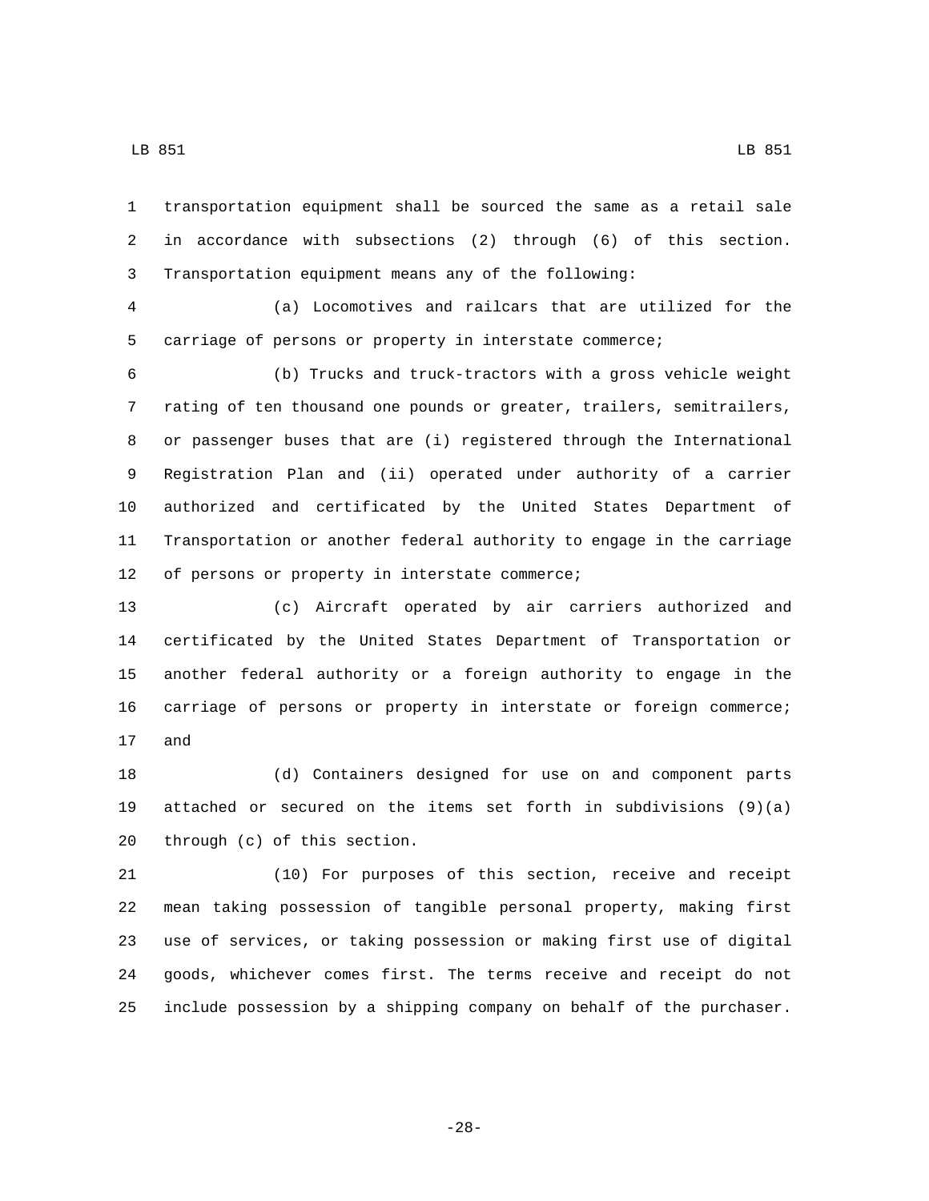transportation equipment shall be sourced the same as a retail sale in accordance with subsections (2) through (6) of this section. Transportation equipment means any of the following:

(a) Locomotives and railcars that are utilized for the carriage of persons or property in interstate commerce;

(b) Trucks and truck-tractors with a gross vehicle weight rating of ten thousand one pounds or greater, trailers, semitrailers, or passenger buses that are (i) registered through the International Registration Plan and (ii) operated under authority of a carrier authorized and certificated by the United States Department of Transportation or another federal authority to engage in the carriage of persons or property in interstate commerce;

(c) Aircraft operated by air carriers authorized and certificated by the United States Department of Transportation or another federal authority or a foreign authority to engage in the carriage of persons or property in interstate or foreign commerce; and

(d) Containers designed for use on and component parts attached or secured on the items set forth in subdivisions (9)(a) through (c) of this section.

(10) For purposes of this section, receive and receipt mean taking possession of tangible personal property, making first use of services, or taking possession or making first use of digital goods, whichever comes first. The terms receive and receipt do not include possession by a shipping company on behalf of the purchaser.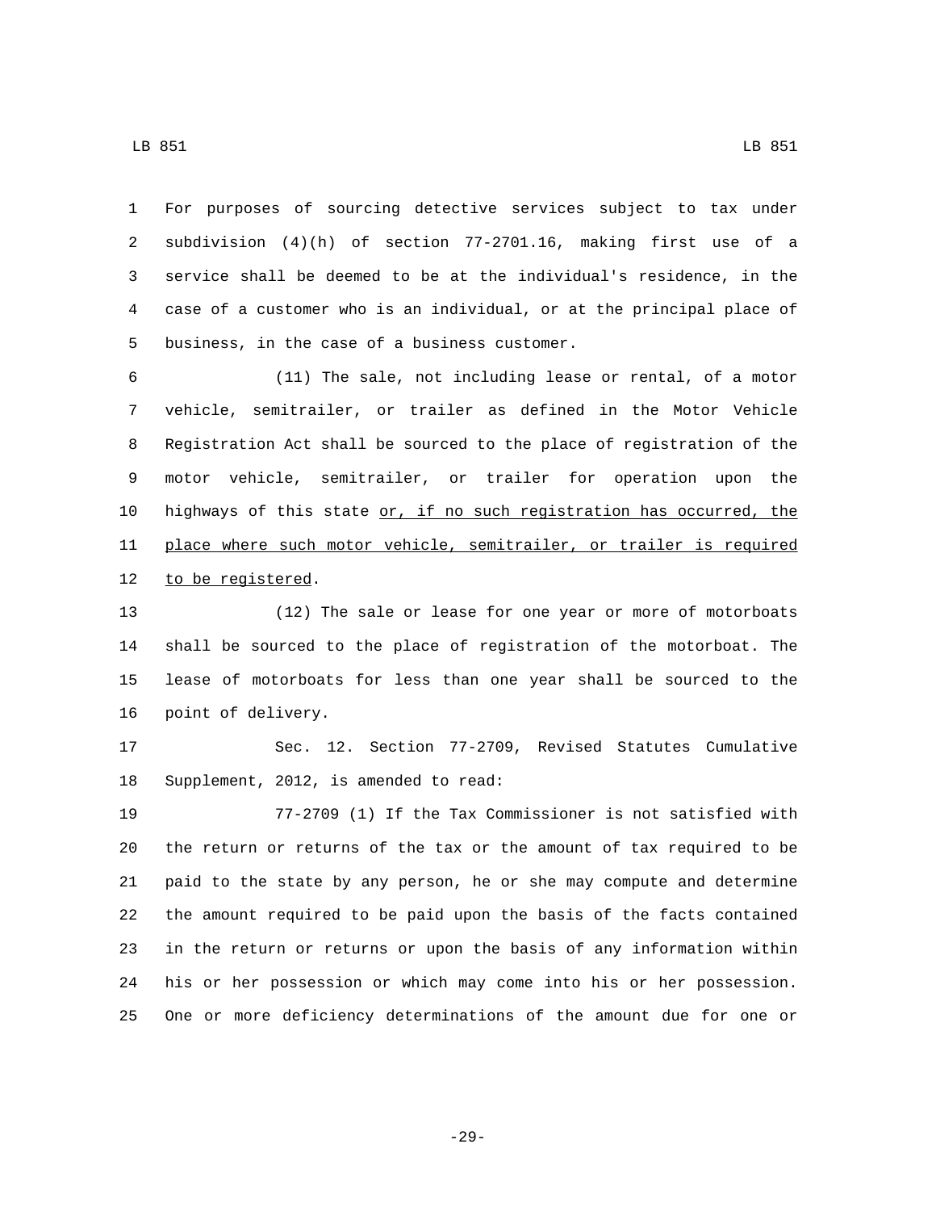For purposes of sourcing detective services subject to tax under subdivision (4)(h) of section 77-2701.16, making first use of a service shall be deemed to be at the individual's residence, in the case of a customer who is an individual, or at the principal place of business, in the case of a business customer.

(11) The sale, not including lease or rental, of a motor vehicle, semitrailer, or trailer as defined in the Motor Vehicle Registration Act shall be sourced to the place of registration of the motor vehicle, semitrailer, or trailer for operation upon the highways of this state <u>or, if no such registration has occurred, the place where such motor vehicle, semitrailer, or trailer is required to be registered</u>.

(12) The sale or lease for one year or more of motorboats shall be sourced to the place of registration of the motorboat. The lease of motorboats for less than one year shall be sourced to the point of delivery.

Sec. 12. Section 77-2709, Revised Statutes Cumulative Supplement, 2012, is amended to read:

77-2709 (1) If the Tax Commissioner is not satisfied with the return or returns of the tax or the amount of tax required to be paid to the state by any person, he or she may compute and determine the amount required to be paid upon the basis of the facts contained in the return or returns or upon the basis of any information within his or her possession or which may come into his or her possession. One or more deficiency determinations of the amount due for one or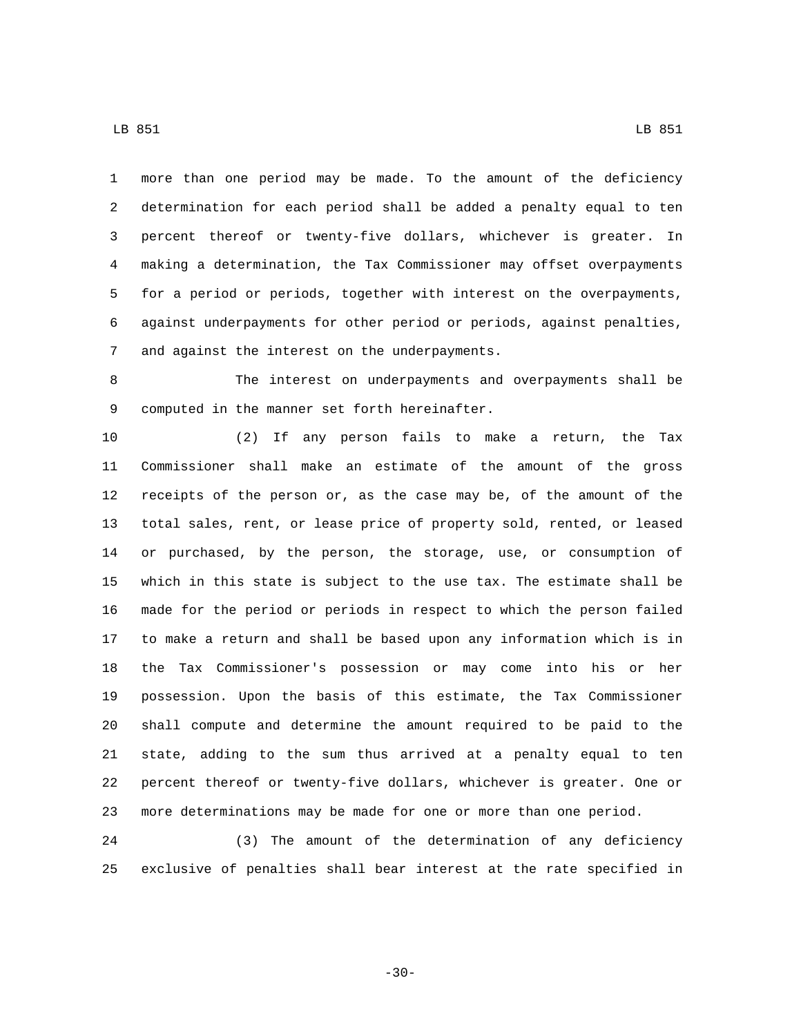more than one period may be made. To the amount of the deficiency determination for each period shall be added a penalty equal to ten percent thereof or twenty-five dollars, whichever is greater. In making a determination, the Tax Commissioner may offset overpayments for a period or periods, together with interest on the overpayments, against underpayments for other period or periods, against penalties, and against the interest on the underpayments.

The interest on underpayments and overpayments shall be computed in the manner set forth hereinafter.

(2) If any person fails to make a return, the Tax Commissioner shall make an estimate of the amount of the gross receipts of the person or, as the case may be, of the amount of the total sales, rent, or lease price of property sold, rented, or leased or purchased, by the person, the storage, use, or consumption of which in this state is subject to the use tax. The estimate shall be made for the period or periods in respect to which the person failed to make a return and shall be based upon any information which is in the Tax Commissioner's possession or may come into his or her possession. Upon the basis of this estimate, the Tax Commissioner shall compute and determine the amount required to be paid to the state, adding to the sum thus arrived at a penalty equal to ten percent thereof or twenty-five dollars, whichever is greater. One or more determinations may be made for one or more than one period.

(3) The amount of the determination of any deficiency exclusive of penalties shall bear interest at the rate specified in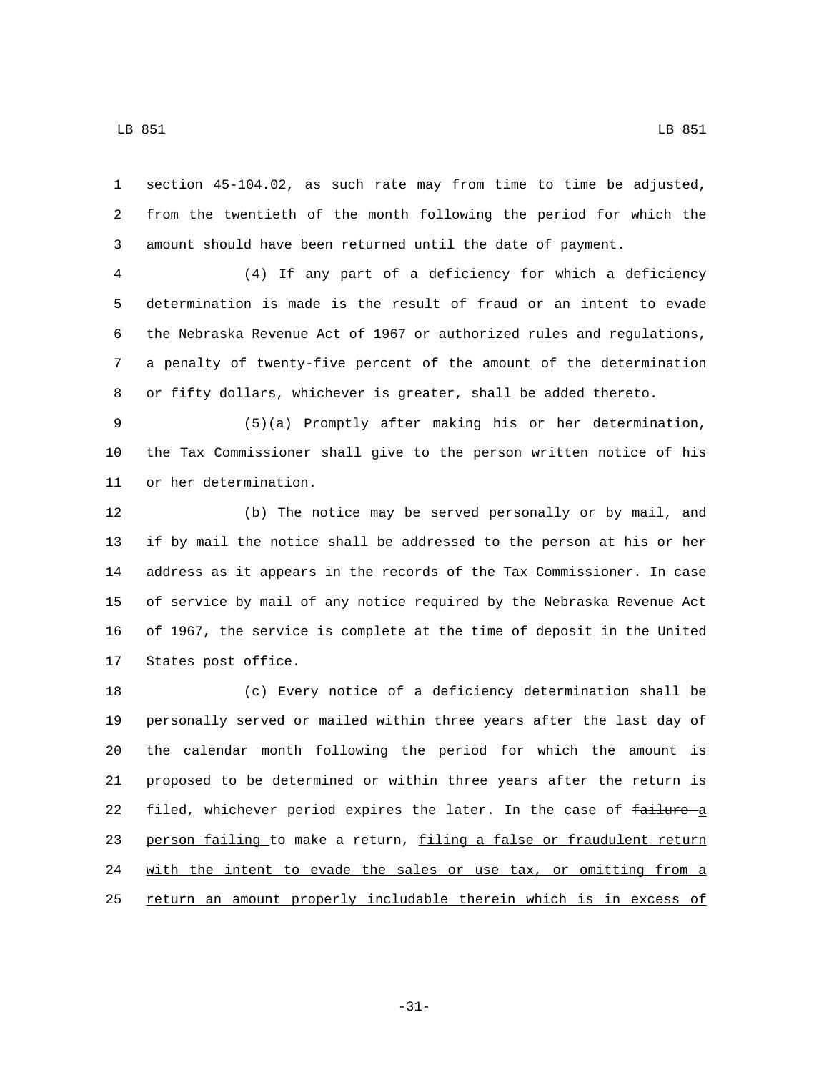section 45-104.02, as such rate may from time to time be adjusted, from the twentieth of the month following the period for which the amount should have been returned until the date of payment.

(4) If any part of a deficiency for which a deficiency determination is made is the result of fraud or an intent to evade the Nebraska Revenue Act of 1967 or authorized rules and regulations, a penalty of twenty-five percent of the amount of the determination or fifty dollars, whichever is greater, shall be added thereto.

(5)(a) Promptly after making his or her determination, the Tax Commissioner shall give to the person written notice of his or her determination.

(b) The notice may be served personally or by mail, and if by mail the notice shall be addressed to the person at his or her address as it appears in the records of the Tax Commissioner. In case of service by mail of any notice required by the Nebraska Revenue Act of 1967, the service is complete at the time of deposit in the United States post office.

(c) Every notice of a deficiency determination shall be personally served or mailed within three years after the last day of the calendar month following the period for which the amount is proposed to be determined or within three years after the return is filed, whichever period expires the later. In the case of ~~failure~~ a person failing to make a return, filing a false or fraudulent return with the intent to evade the sales or use tax, or omitting from a return an amount properly includable therein which is in excess of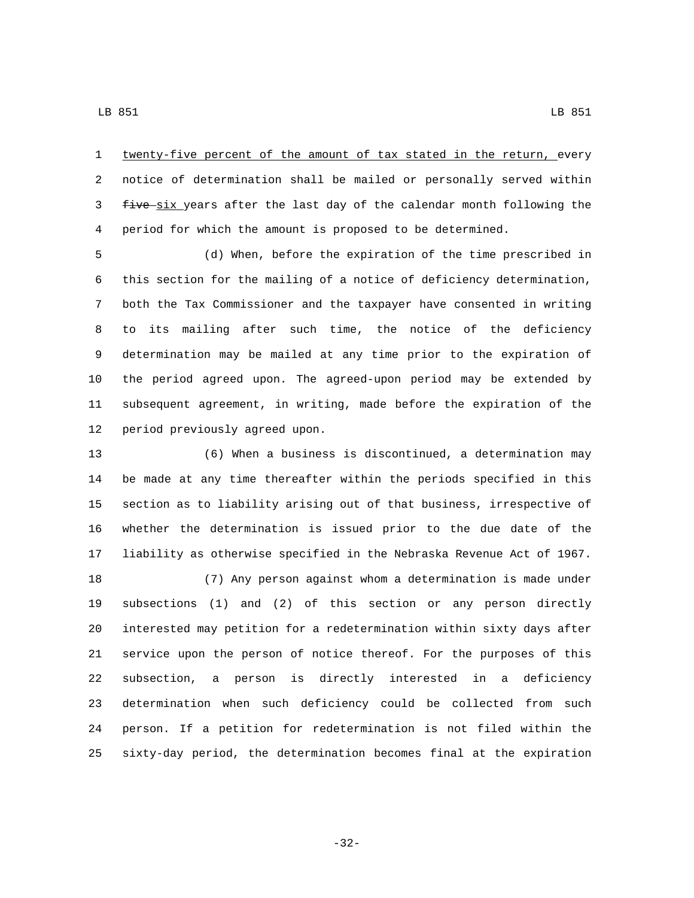twenty-five percent of the amount of tax stated in the return, every notice of determination shall be mailed or personally served within ~~five~~ six years after the last day of the calendar month following the period for which the amount is proposed to be determined.

(d) When, before the expiration of the time prescribed in this section for the mailing of a notice of deficiency determination, both the Tax Commissioner and the taxpayer have consented in writing to its mailing after such time, the notice of the deficiency determination may be mailed at any time prior to the expiration of the period agreed upon. The agreed-upon period may be extended by subsequent agreement, in writing, made before the expiration of the period previously agreed upon.

(6) When a business is discontinued, a determination may be made at any time thereafter within the periods specified in this section as to liability arising out of that business, irrespective of whether the determination is issued prior to the due date of the liability as otherwise specified in the Nebraska Revenue Act of 1967.

(7) Any person against whom a determination is made under subsections (1) and (2) of this section or any person directly interested may petition for a redetermination within sixty days after service upon the person of notice thereof. For the purposes of this subsection, a person is directly interested in a deficiency determination when such deficiency could be collected from such person. If a petition for redetermination is not filed within the sixty-day period, the determination becomes final at the expiration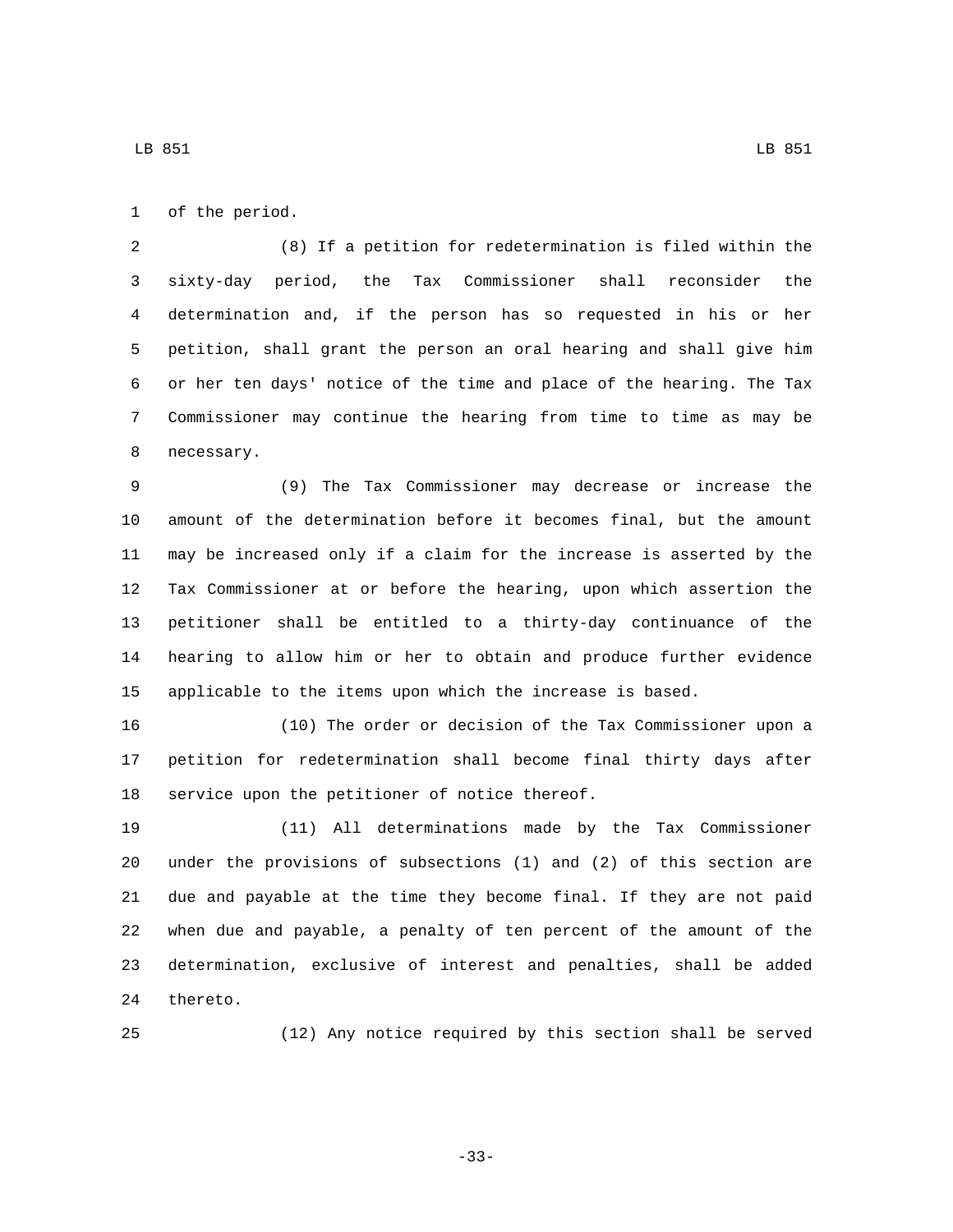of the period.

(8) If a petition for redetermination is filed within the sixty-day period, the Tax Commissioner shall reconsider the determination and, if the person has so requested in his or her petition, shall grant the person an oral hearing and shall give him or her ten days' notice of the time and place of the hearing. The Tax Commissioner may continue the hearing from time to time as may be necessary.

(9) The Tax Commissioner may decrease or increase the amount of the determination before it becomes final, but the amount may be increased only if a claim for the increase is asserted by the Tax Commissioner at or before the hearing, upon which assertion the petitioner shall be entitled to a thirty-day continuance of the hearing to allow him or her to obtain and produce further evidence applicable to the items upon which the increase is based.

(10) The order or decision of the Tax Commissioner upon a petition for redetermination shall become final thirty days after service upon the petitioner of notice thereof.

(11) All determinations made by the Tax Commissioner under the provisions of subsections (1) and (2) of this section are due and payable at the time they become final. If they are not paid when due and payable, a penalty of ten percent of the amount of the determination, exclusive of interest and penalties, shall be added thereto.

(12) Any notice required by this section shall be served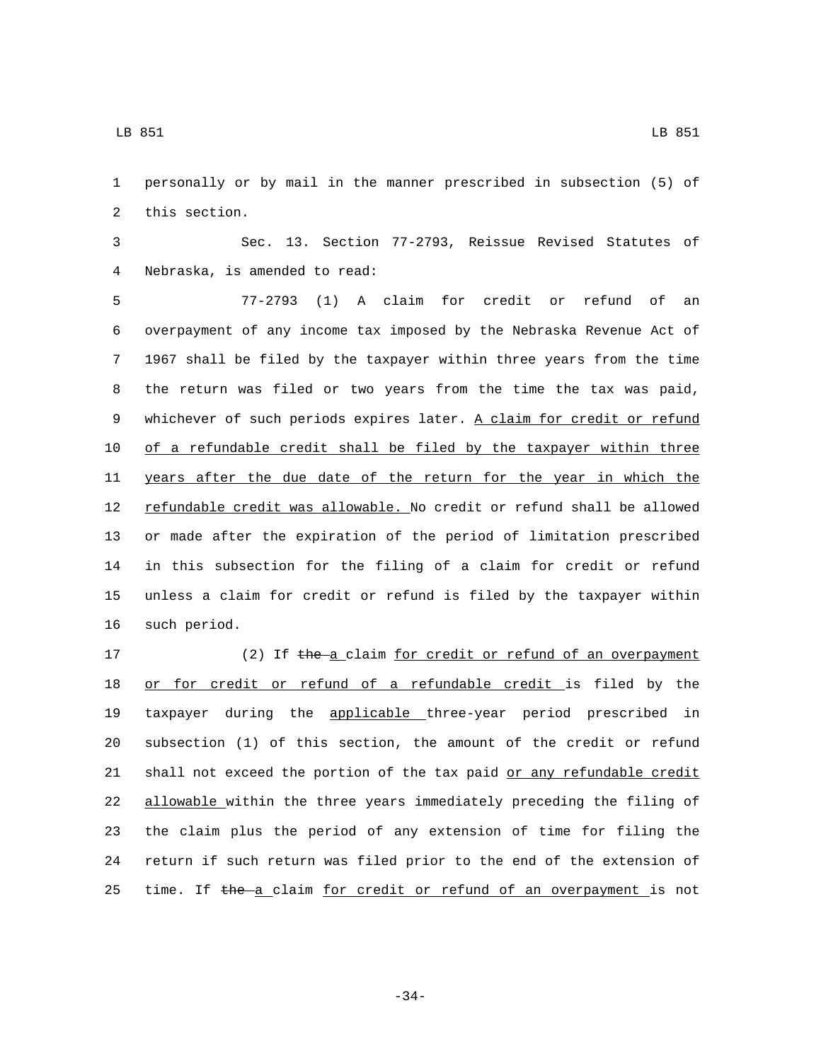personally or by mail in the manner prescribed in subsection (5) of this section.

Sec. 13. Section 77-2793, Reissue Revised Statutes of Nebraska, is amended to read:

77-2793 (1) A claim for credit or refund of an overpayment of any income tax imposed by the Nebraska Revenue Act of 1967 shall be filed by the taxpayer within three years from the time the return was filed or two years from the time the tax was paid, whichever of such periods expires later. A claim for credit or refund of a refundable credit shall be filed by the taxpayer within three years after the due date of the return for the year in which the refundable credit was allowable. No credit or refund shall be allowed or made after the expiration of the period of limitation prescribed in this subsection for the filing of a claim for credit or refund unless a claim for credit or refund is filed by the taxpayer within such period.

(2) If ~~the~~ a claim for credit or refund of an overpayment or for credit or refund of a refundable credit is filed by the taxpayer during the applicable three-year period prescribed in subsection (1) of this section, the amount of the credit or refund shall not exceed the portion of the tax paid or any refundable credit allowable within the three years immediately preceding the filing of the claim plus the period of any extension of time for filing the return if such return was filed prior to the end of the extension of time. If ~~the~~ a claim for credit or refund of an overpayment is not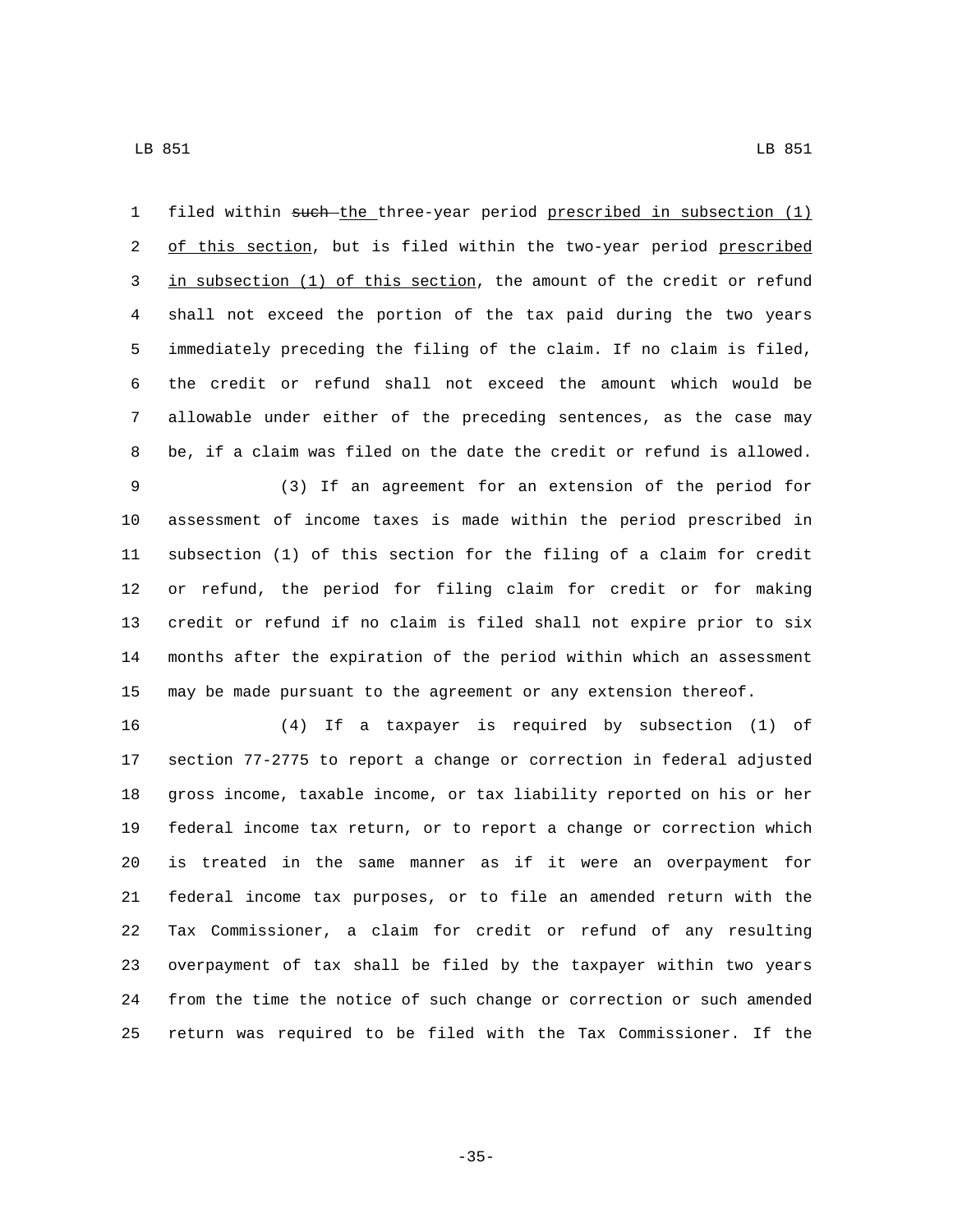filed within ~~such~~ the three-year period prescribed in subsection (1) of this section, but is filed within the two-year period prescribed in subsection (1) of this section, the amount of the credit or refund shall not exceed the portion of the tax paid during the two years immediately preceding the filing of the claim. If no claim is filed, the credit or refund shall not exceed the amount which would be allowable under either of the preceding sentences, as the case may be, if a claim was filed on the date the credit or refund is allowed.

(3) If an agreement for an extension of the period for assessment of income taxes is made within the period prescribed in subsection (1) of this section for the filing of a claim for credit or refund, the period for filing claim for credit or for making credit or refund if no claim is filed shall not expire prior to six months after the expiration of the period within which an assessment may be made pursuant to the agreement or any extension thereof.

(4) If a taxpayer is required by subsection (1) of section 77-2775 to report a change or correction in federal adjusted gross income, taxable income, or tax liability reported on his or her federal income tax return, or to report a change or correction which is treated in the same manner as if it were an overpayment for federal income tax purposes, or to file an amended return with the Tax Commissioner, a claim for credit or refund of any resulting overpayment of tax shall be filed by the taxpayer within two years from the time the notice of such change or correction or such amended return was required to be filed with the Tax Commissioner. If the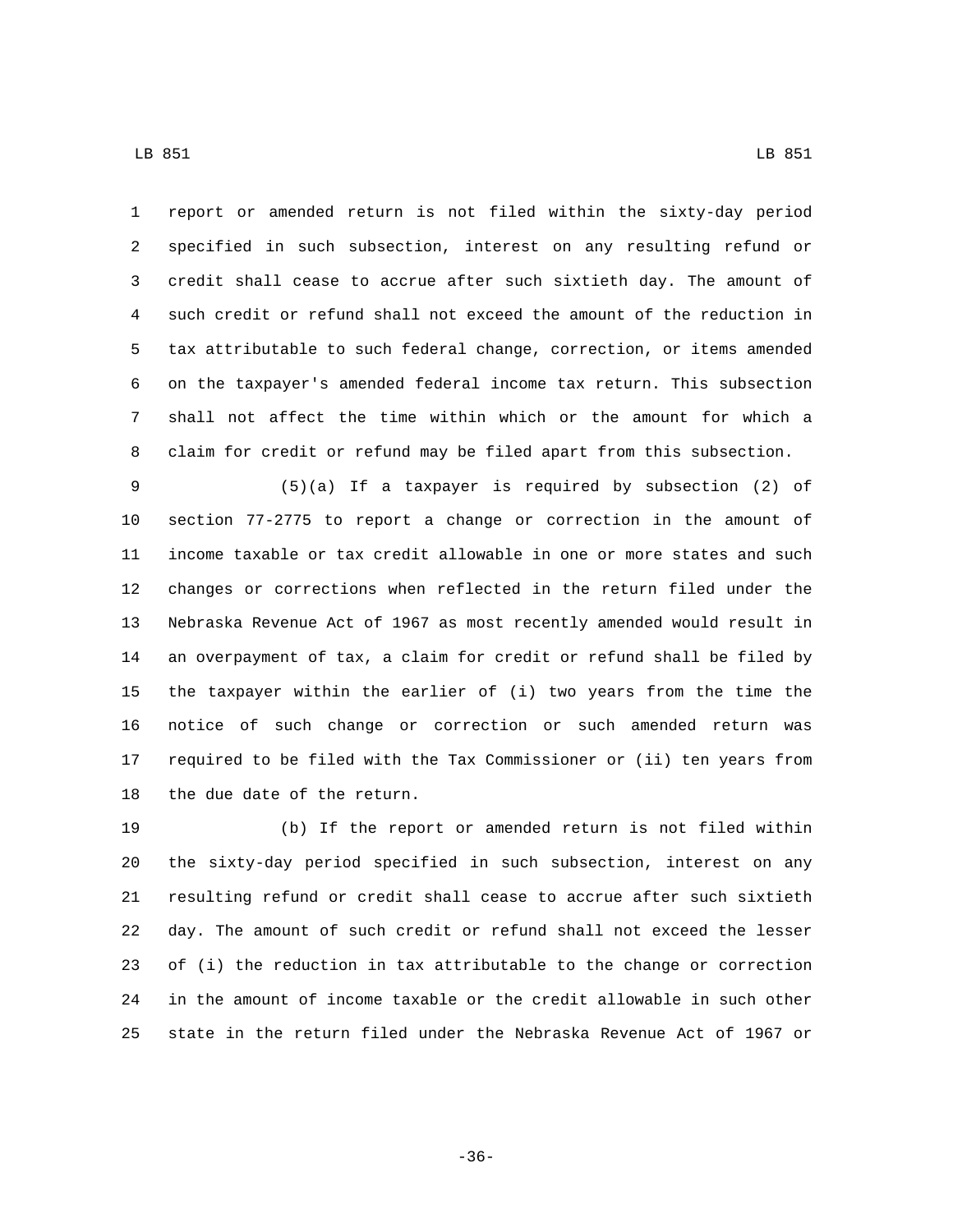report or amended return is not filed within the sixty-day period specified in such subsection, interest on any resulting refund or credit shall cease to accrue after such sixtieth day. The amount of such credit or refund shall not exceed the amount of the reduction in tax attributable to such federal change, correction, or items amended on the taxpayer's amended federal income tax return. This subsection shall not affect the time within which or the amount for which a claim for credit or refund may be filed apart from this subsection.

(5)(a) If a taxpayer is required by subsection (2) of section 77-2775 to report a change or correction in the amount of income taxable or tax credit allowable in one or more states and such changes or corrections when reflected in the return filed under the Nebraska Revenue Act of 1967 as most recently amended would result in an overpayment of tax, a claim for credit or refund shall be filed by the taxpayer within the earlier of (i) two years from the time the notice of such change or correction or such amended return was required to be filed with the Tax Commissioner or (ii) ten years from the due date of the return.

(b) If the report or amended return is not filed within the sixty-day period specified in such subsection, interest on any resulting refund or credit shall cease to accrue after such sixtieth day. The amount of such credit or refund shall not exceed the lesser of (i) the reduction in tax attributable to the change or correction in the amount of income taxable or the credit allowable in such other state in the return filed under the Nebraska Revenue Act of 1967 or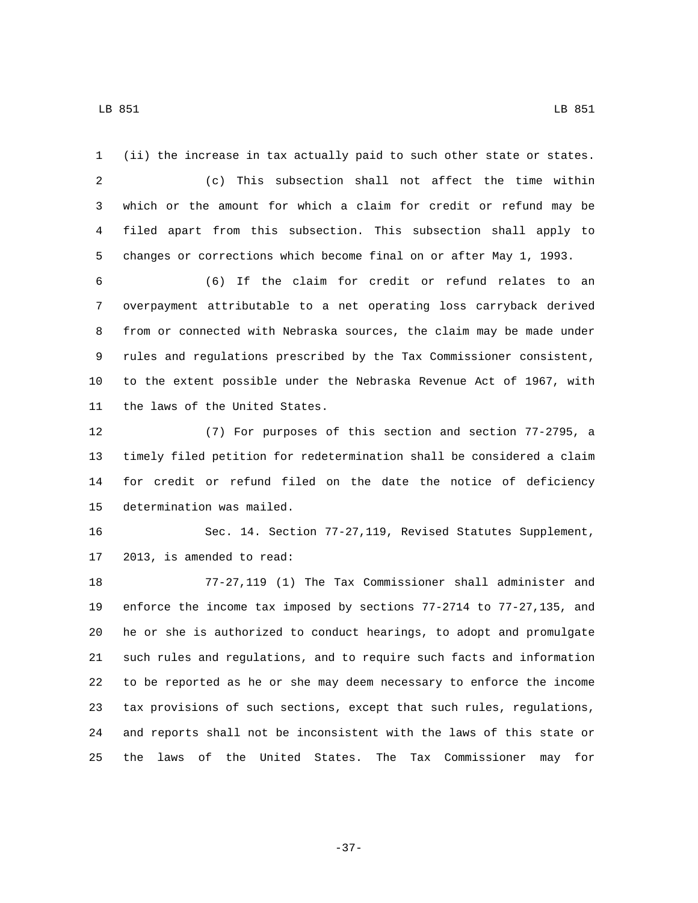(ii) the increase in tax actually paid to such other state or states.

(c) This subsection shall not affect the time within which or the amount for which a claim for credit or refund may be filed apart from this subsection. This subsection shall apply to changes or corrections which become final on or after May 1, 1993.

(6) If the claim for credit or refund relates to an overpayment attributable to a net operating loss carryback derived from or connected with Nebraska sources, the claim may be made under rules and regulations prescribed by the Tax Commissioner consistent, to the extent possible under the Nebraska Revenue Act of 1967, with the laws of the United States.

(7) For purposes of this section and section 77-2795, a timely filed petition for redetermination shall be considered a claim for credit or refund filed on the date the notice of deficiency determination was mailed.

Sec. 14. Section 77-27,119, Revised Statutes Supplement, 2013, is amended to read:

77-27,119 (1) The Tax Commissioner shall administer and enforce the income tax imposed by sections 77-2714 to 77-27,135, and he or she is authorized to conduct hearings, to adopt and promulgate such rules and regulations, and to require such facts and information to be reported as he or she may deem necessary to enforce the income tax provisions of such sections, except that such rules, regulations, and reports shall not be inconsistent with the laws of this state or the laws of the United States. The Tax Commissioner may for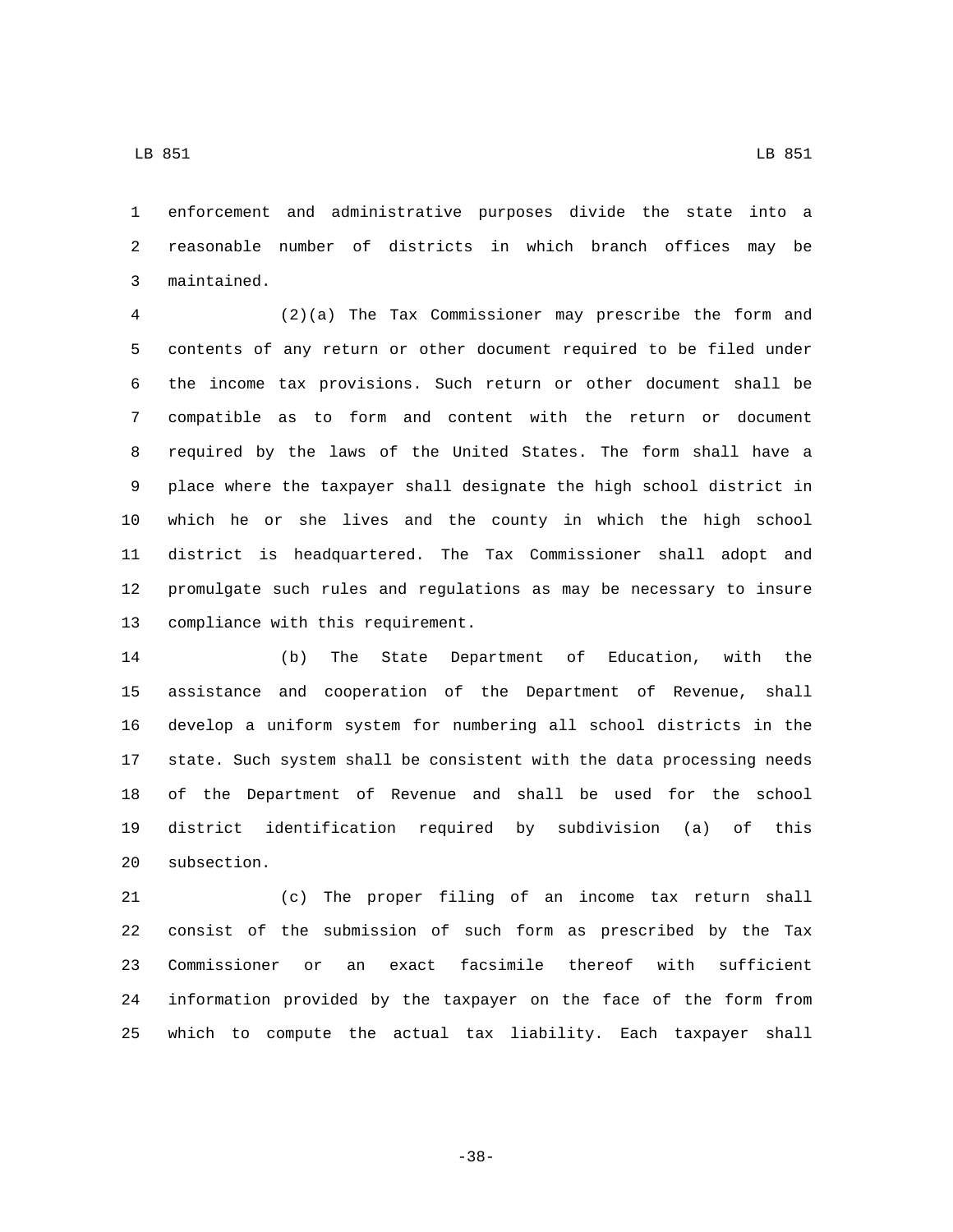enforcement and administrative purposes divide the state into a reasonable number of districts in which branch offices may be maintained.

(2)(a) The Tax Commissioner may prescribe the form and contents of any return or other document required to be filed under the income tax provisions. Such return or other document shall be compatible as to form and content with the return or document required by the laws of the United States. The form shall have a place where the taxpayer shall designate the high school district in which he or she lives and the county in which the high school district is headquartered. The Tax Commissioner shall adopt and promulgate such rules and regulations as may be necessary to insure compliance with this requirement.

(b) The State Department of Education, with the assistance and cooperation of the Department of Revenue, shall develop a uniform system for numbering all school districts in the state. Such system shall be consistent with the data processing needs of the Department of Revenue and shall be used for the school district identification required by subdivision (a) of this subsection.

(c) The proper filing of an income tax return shall consist of the submission of such form as prescribed by the Tax Commissioner or an exact facsimile thereof with sufficient information provided by the taxpayer on the face of the form from which to compute the actual tax liability. Each taxpayer shall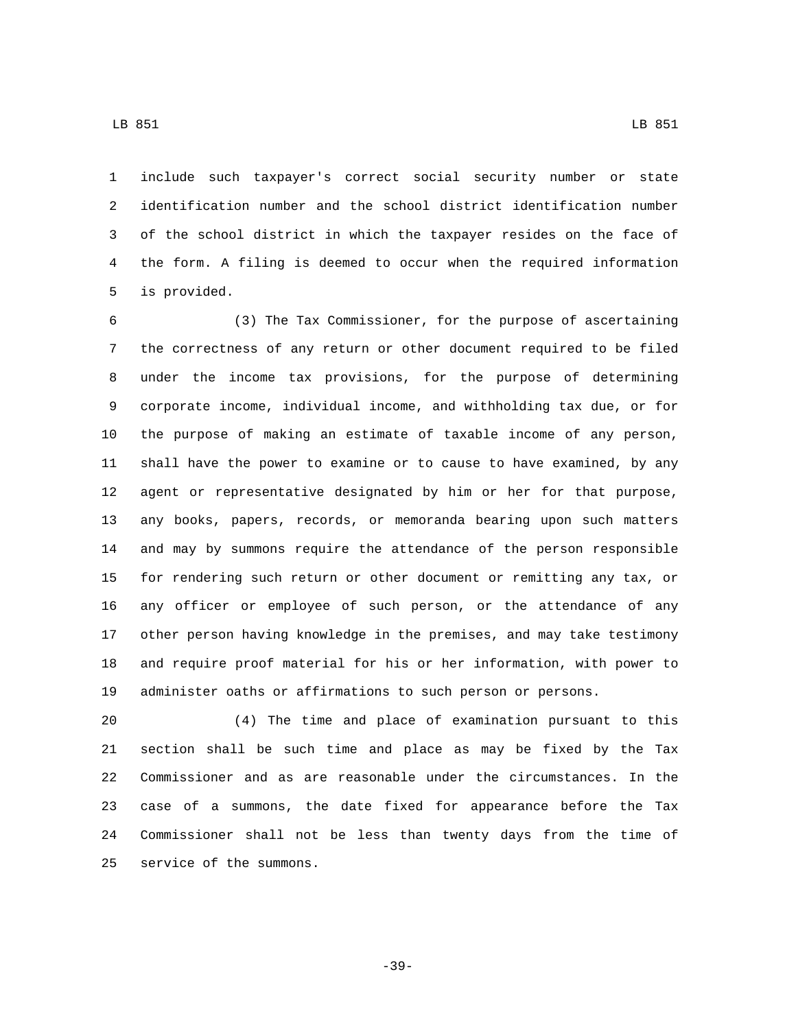include such taxpayer's correct social security number or state identification number and the school district identification number of the school district in which the taxpayer resides on the face of the form. A filing is deemed to occur when the required information is provided.

(3) The Tax Commissioner, for the purpose of ascertaining the correctness of any return or other document required to be filed under the income tax provisions, for the purpose of determining corporate income, individual income, and withholding tax due, or for the purpose of making an estimate of taxable income of any person, shall have the power to examine or to cause to have examined, by any agent or representative designated by him or her for that purpose, any books, papers, records, or memoranda bearing upon such matters and may by summons require the attendance of the person responsible for rendering such return or other document or remitting any tax, or any officer or employee of such person, or the attendance of any other person having knowledge in the premises, and may take testimony and require proof material for his or her information, with power to administer oaths or affirmations to such person or persons.

(4) The time and place of examination pursuant to this section shall be such time and place as may be fixed by the Tax Commissioner and as are reasonable under the circumstances. In the case of a summons, the date fixed for appearance before the Tax Commissioner shall not be less than twenty days from the time of service of the summons.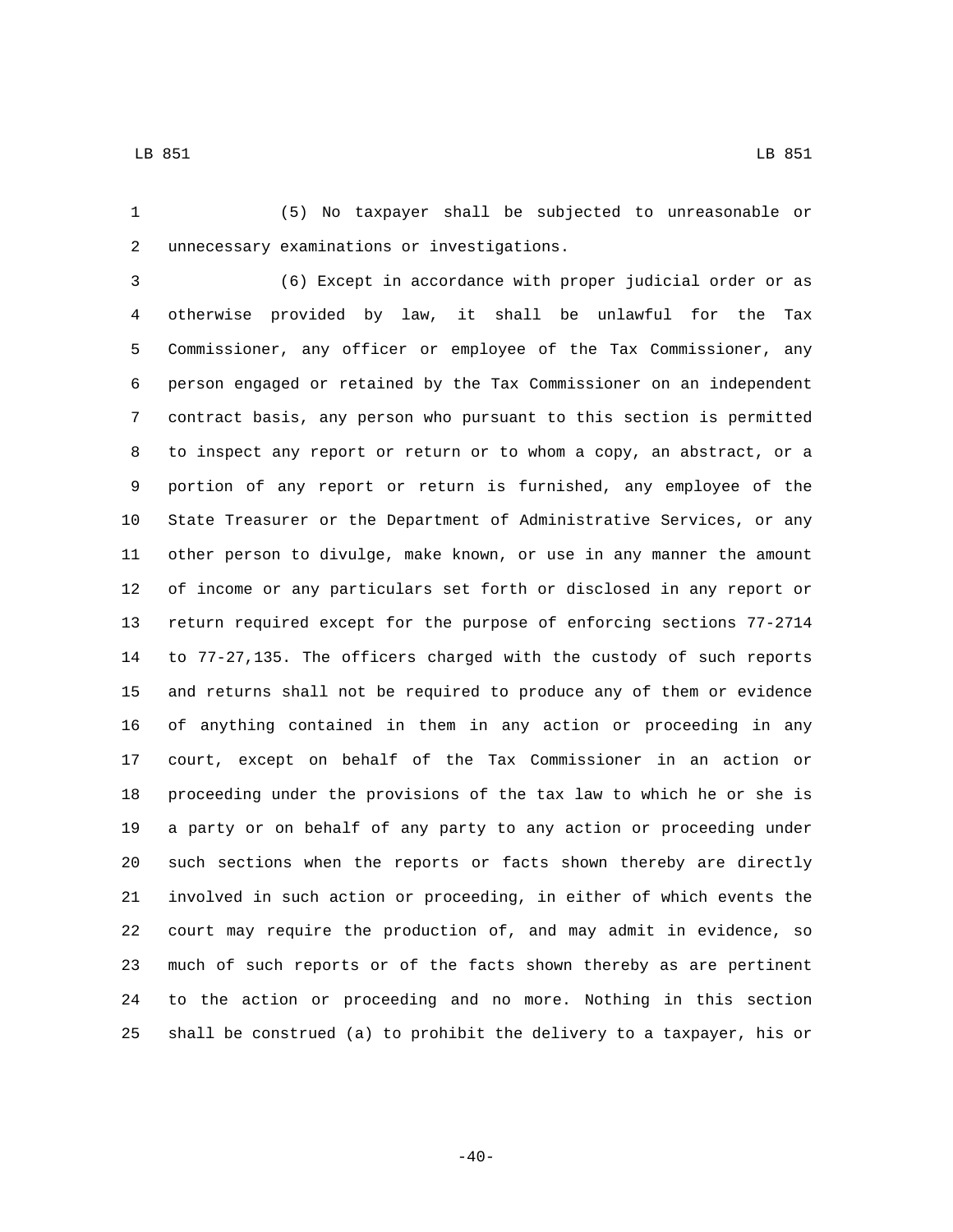(5) No taxpayer shall be subjected to unreasonable or unnecessary examinations or investigations.

(6) Except in accordance with proper judicial order or as otherwise provided by law, it shall be unlawful for the Tax Commissioner, any officer or employee of the Tax Commissioner, any person engaged or retained by the Tax Commissioner on an independent contract basis, any person who pursuant to this section is permitted to inspect any report or return or to whom a copy, an abstract, or a portion of any report or return is furnished, any employee of the State Treasurer or the Department of Administrative Services, or any other person to divulge, make known, or use in any manner the amount of income or any particulars set forth or disclosed in any report or return required except for the purpose of enforcing sections 77-2714 to 77-27,135. The officers charged with the custody of such reports and returns shall not be required to produce any of them or evidence of anything contained in them in any action or proceeding in any court, except on behalf of the Tax Commissioner in an action or proceeding under the provisions of the tax law to which he or she is a party or on behalf of any party to any action or proceeding under such sections when the reports or facts shown thereby are directly involved in such action or proceeding, in either of which events the court may require the production of, and may admit in evidence, so much of such reports or of the facts shown thereby as are pertinent to the action or proceeding and no more. Nothing in this section shall be construed (a) to prohibit the delivery to a taxpayer, his or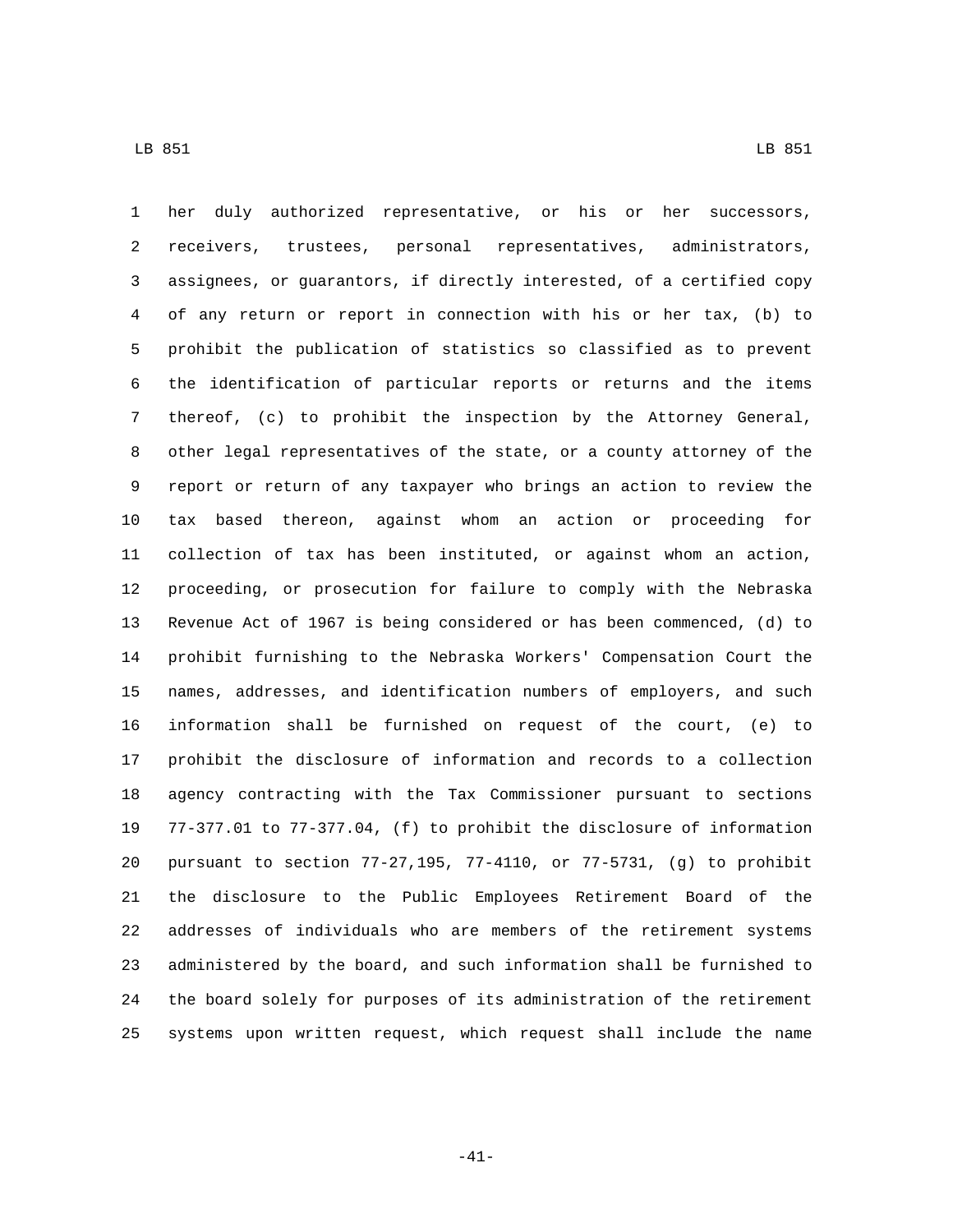her duly authorized representative, or his or her successors, receivers, trustees, personal representatives, administrators, assignees, or guarantors, if directly interested, of a certified copy of any return or report in connection with his or her tax, (b) to prohibit the publication of statistics so classified as to prevent the identification of particular reports or returns and the items thereof, (c) to prohibit the inspection by the Attorney General, other legal representatives of the state, or a county attorney of the report or return of any taxpayer who brings an action to review the tax based thereon, against whom an action or proceeding for collection of tax has been instituted, or against whom an action, proceeding, or prosecution for failure to comply with the Nebraska Revenue Act of 1967 is being considered or has been commenced, (d) to prohibit furnishing to the Nebraska Workers' Compensation Court the names, addresses, and identification numbers of employers, and such information shall be furnished on request of the court, (e) to prohibit the disclosure of information and records to a collection agency contracting with the Tax Commissioner pursuant to sections 77-377.01 to 77-377.04, (f) to prohibit the disclosure of information pursuant to section 77-27,195, 77-4110, or 77-5731, (g) to prohibit the disclosure to the Public Employees Retirement Board of the addresses of individuals who are members of the retirement systems administered by the board, and such information shall be furnished to the board solely for purposes of its administration of the retirement systems upon written request, which request shall include the name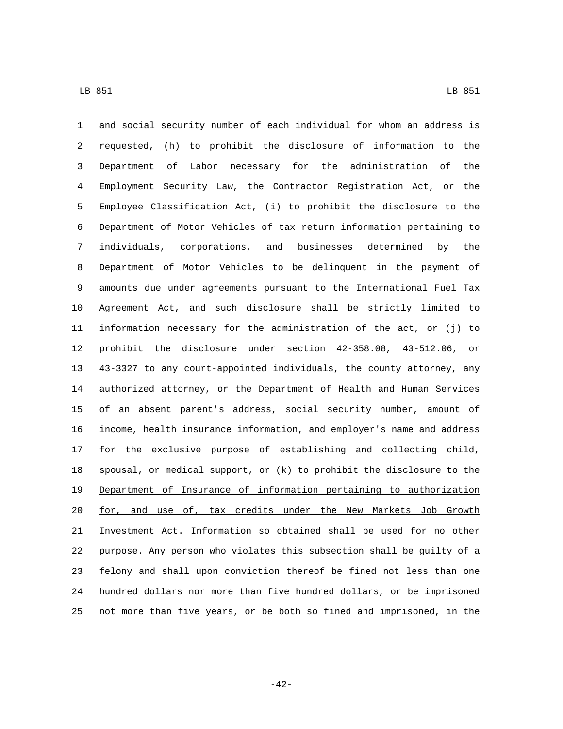and social security number of each individual for whom an address is requested, (h) to prohibit the disclosure of information to the Department of Labor necessary for the administration of the Employment Security Law, the Contractor Registration Act, or the Employee Classification Act, (i) to prohibit the disclosure to the Department of Motor Vehicles of tax return information pertaining to individuals, corporations, and businesses determined by the Department of Motor Vehicles to be delinquent in the payment of amounts due under agreements pursuant to the International Fuel Tax Agreement Act, and such disclosure shall be strictly limited to information necessary for the administration of the act, ~~or~~ (j) to prohibit the disclosure under section 42-358.08, 43-512.06, or 43-3327 to any court-appointed individuals, the county attorney, any authorized attorney, or the Department of Health and Human Services of an absent parent's address, social security number, amount of income, health insurance information, and employer's name and address for the exclusive purpose of establishing and collecting child, spousal, or medical support<u>, or (k) to prohibit the disclosure to the Department of Insurance of information pertaining to authorization for, and use of, tax credits under the New Markets Job Growth Investment Act</u>. Information so obtained shall be used for no other purpose. Any person who violates this subsection shall be guilty of a felony and shall upon conviction thereof be fined not less than one hundred dollars nor more than five hundred dollars, or be imprisoned not more than five years, or be both so fined and imprisoned, in the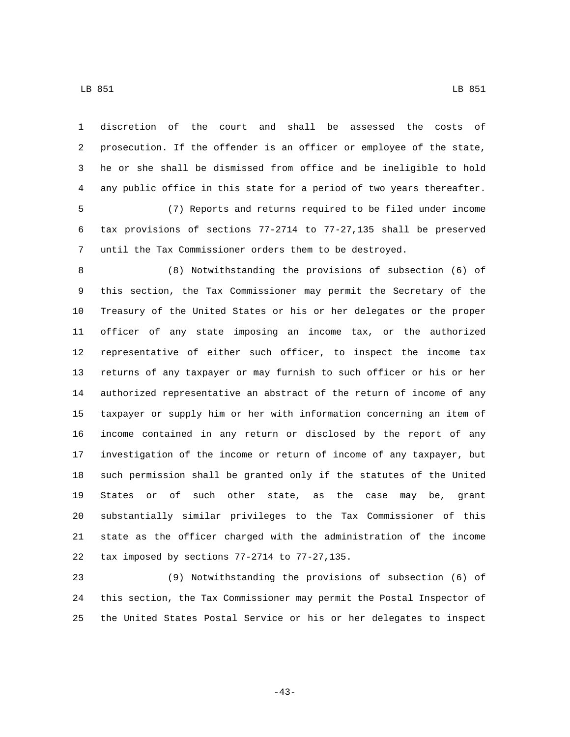discretion of the court and shall be assessed the costs of prosecution. If the offender is an officer or employee of the state, he or she shall be dismissed from office and be ineligible to hold any public office in this state for a period of two years thereafter.

(7) Reports and returns required to be filed under income tax provisions of sections 77-2714 to 77-27,135 shall be preserved until the Tax Commissioner orders them to be destroyed.

(8) Notwithstanding the provisions of subsection (6) of this section, the Tax Commissioner may permit the Secretary of the Treasury of the United States or his or her delegates or the proper officer of any state imposing an income tax, or the authorized representative of either such officer, to inspect the income tax returns of any taxpayer or may furnish to such officer or his or her authorized representative an abstract of the return of income of any taxpayer or supply him or her with information concerning an item of income contained in any return or disclosed by the report of any investigation of the income or return of income of any taxpayer, but such permission shall be granted only if the statutes of the United States or of such other state, as the case may be, grant substantially similar privileges to the Tax Commissioner of this state as the officer charged with the administration of the income tax imposed by sections 77-2714 to 77-27,135.

(9) Notwithstanding the provisions of subsection (6) of this section, the Tax Commissioner may permit the Postal Inspector of the United States Postal Service or his or her delegates to inspect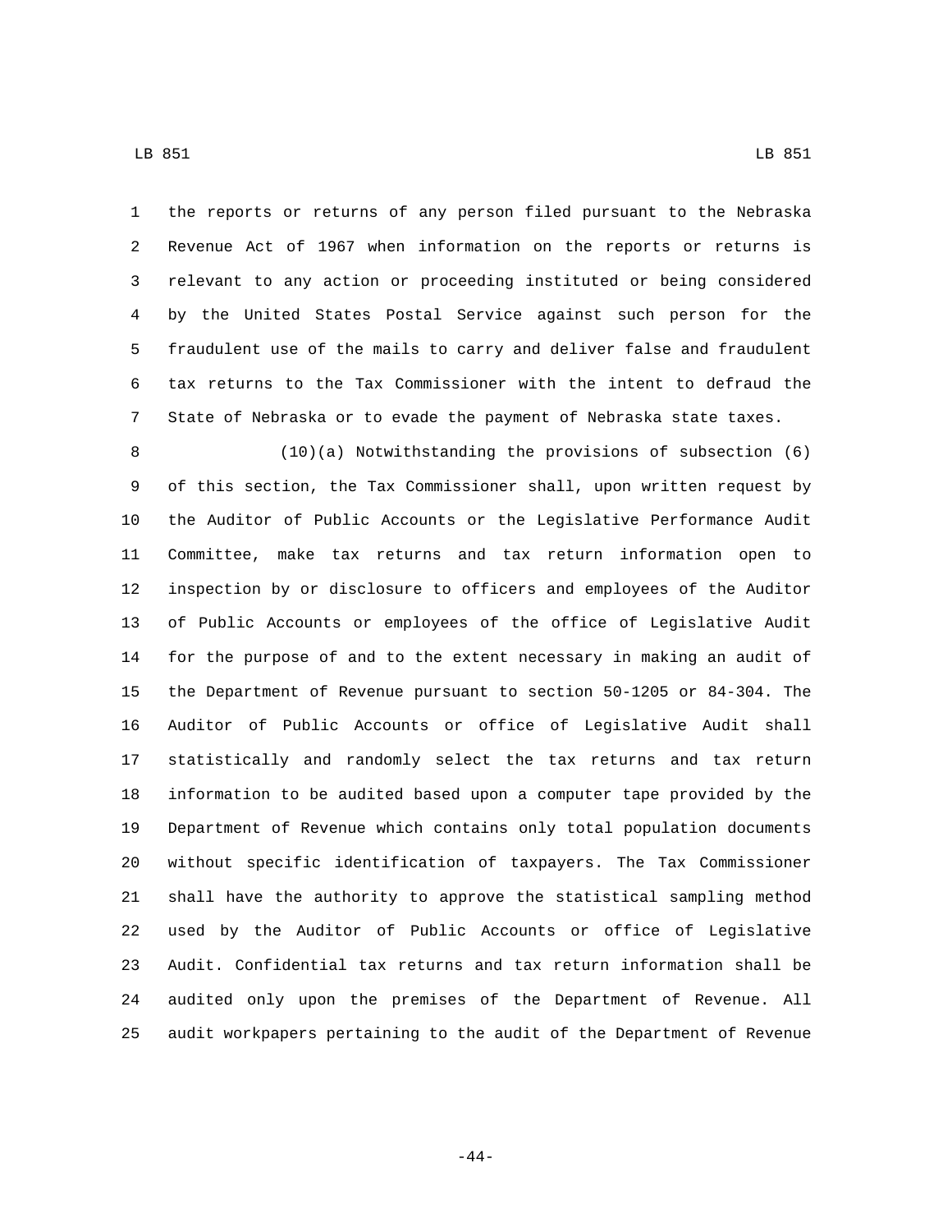the reports or returns of any person filed pursuant to the Nebraska Revenue Act of 1967 when information on the reports or returns is relevant to any action or proceeding instituted or being considered by the United States Postal Service against such person for the fraudulent use of the mails to carry and deliver false and fraudulent tax returns to the Tax Commissioner with the intent to defraud the State of Nebraska or to evade the payment of Nebraska state taxes.

(10)(a) Notwithstanding the provisions of subsection (6) of this section, the Tax Commissioner shall, upon written request by the Auditor of Public Accounts or the Legislative Performance Audit Committee, make tax returns and tax return information open to inspection by or disclosure to officers and employees of the Auditor of Public Accounts or employees of the office of Legislative Audit for the purpose of and to the extent necessary in making an audit of the Department of Revenue pursuant to section 50-1205 or 84-304. The Auditor of Public Accounts or office of Legislative Audit shall statistically and randomly select the tax returns and tax return information to be audited based upon a computer tape provided by the Department of Revenue which contains only total population documents without specific identification of taxpayers. The Tax Commissioner shall have the authority to approve the statistical sampling method used by the Auditor of Public Accounts or office of Legislative Audit. Confidential tax returns and tax return information shall be audited only upon the premises of the Department of Revenue. All audit workpapers pertaining to the audit of the Department of Revenue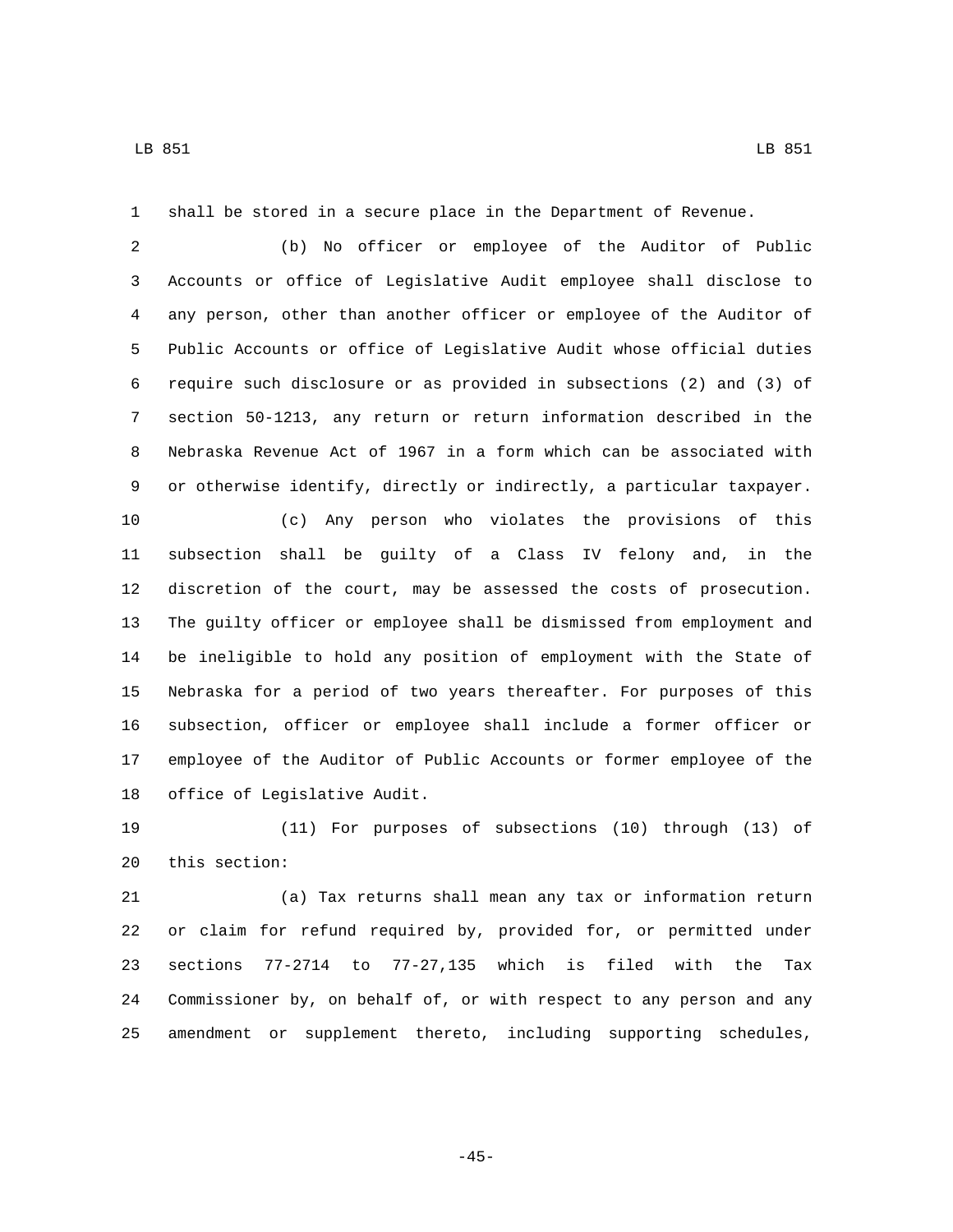shall be stored in a secure place in the Department of Revenue.

(b) No officer or employee of the Auditor of Public Accounts or office of Legislative Audit employee shall disclose to any person, other than another officer or employee of the Auditor of Public Accounts or office of Legislative Audit whose official duties require such disclosure or as provided in subsections (2) and (3) of section 50-1213, any return or return information described in the Nebraska Revenue Act of 1967 in a form which can be associated with or otherwise identify, directly or indirectly, a particular taxpayer.

(c) Any person who violates the provisions of this subsection shall be guilty of a Class IV felony and, in the discretion of the court, may be assessed the costs of prosecution. The guilty officer or employee shall be dismissed from employment and be ineligible to hold any position of employment with the State of Nebraska for a period of two years thereafter. For purposes of this subsection, officer or employee shall include a former officer or employee of the Auditor of Public Accounts or former employee of the office of Legislative Audit.

(11) For purposes of subsections (10) through (13) of this section:

(a) Tax returns shall mean any tax or information return or claim for refund required by, provided for, or permitted under sections 77-2714 to 77-27,135 which is filed with the Tax Commissioner by, on behalf of, or with respect to any person and any amendment or supplement thereto, including supporting schedules,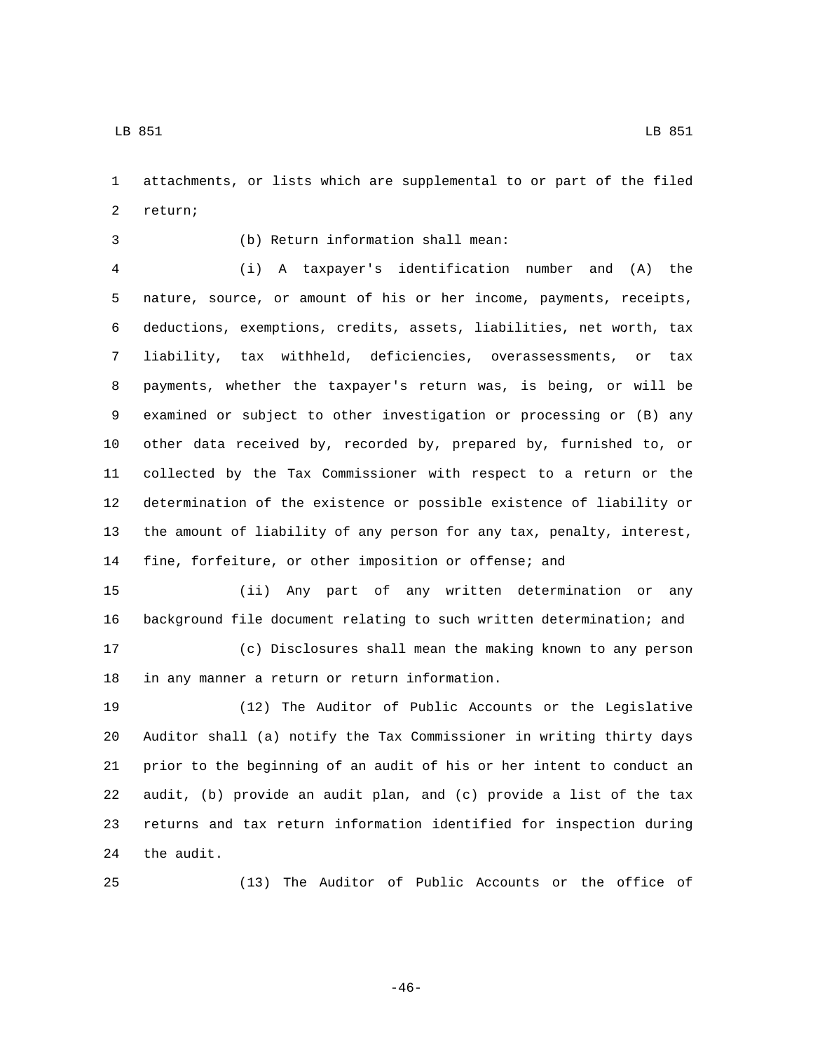attachments, or lists which are supplemental to or part of the filed return;

(b) Return information shall mean:

(i) A taxpayer's identification number and (A) the nature, source, or amount of his or her income, payments, receipts, deductions, exemptions, credits, assets, liabilities, net worth, tax liability, tax withheld, deficiencies, overassessments, or tax payments, whether the taxpayer's return was, is being, or will be examined or subject to other investigation or processing or (B) any other data received by, recorded by, prepared by, furnished to, or collected by the Tax Commissioner with respect to a return or the determination of the existence or possible existence of liability or the amount of liability of any person for any tax, penalty, interest, fine, forfeiture, or other imposition or offense; and

(ii) Any part of any written determination or any background file document relating to such written determination; and

(c) Disclosures shall mean the making known to any person in any manner a return or return information.

(12) The Auditor of Public Accounts or the Legislative Auditor shall (a) notify the Tax Commissioner in writing thirty days prior to the beginning of an audit of his or her intent to conduct an audit, (b) provide an audit plan, and (c) provide a list of the tax returns and tax return information identified for inspection during the audit.

(13) The Auditor of Public Accounts or the office of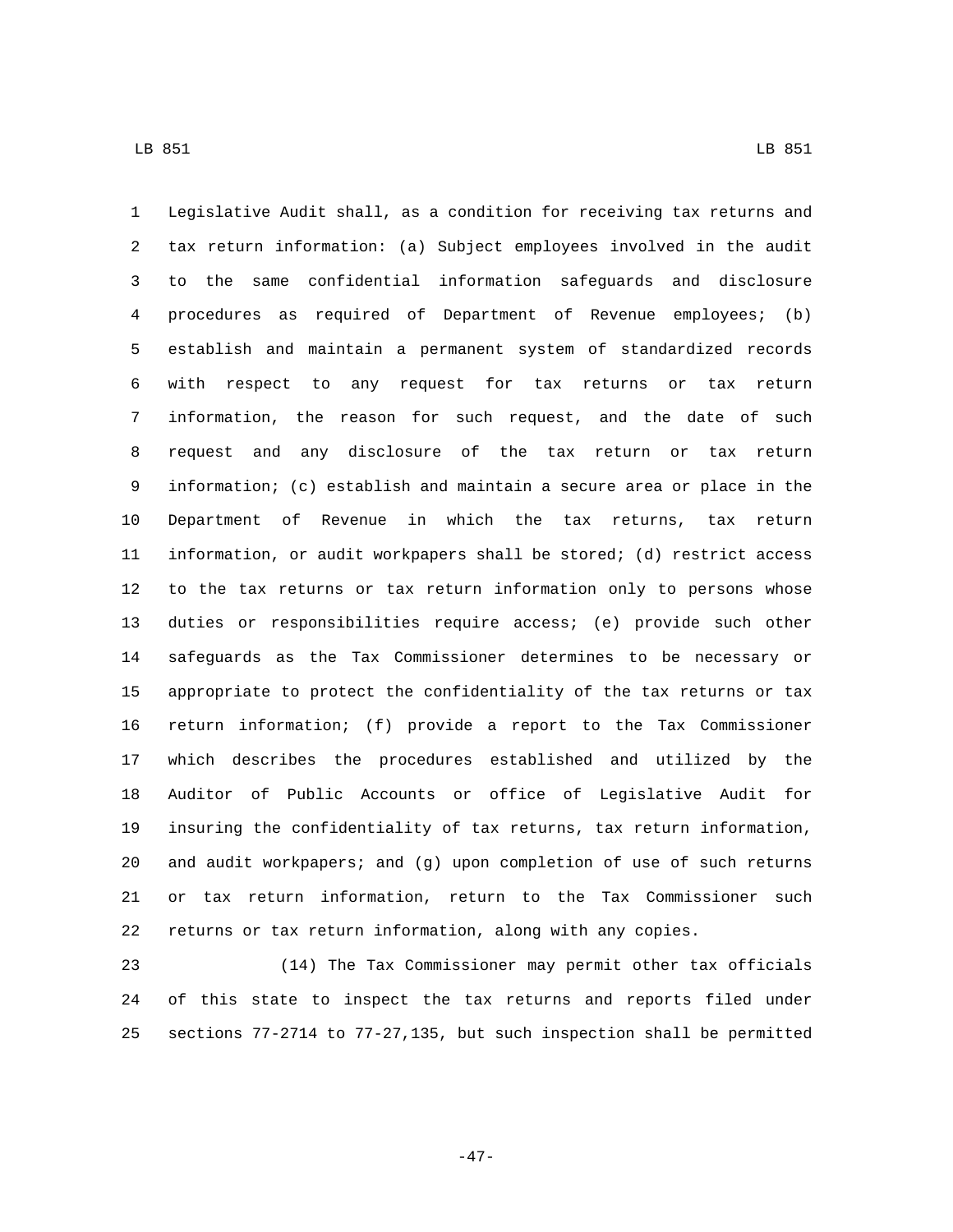Legislative Audit shall, as a condition for receiving tax returns and tax return information: (a) Subject employees involved in the audit to the same confidential information safeguards and disclosure procedures as required of Department of Revenue employees; (b) establish and maintain a permanent system of standardized records with respect to any request for tax returns or tax return information, the reason for such request, and the date of such request and any disclosure of the tax return or tax return information; (c) establish and maintain a secure area or place in the Department of Revenue in which the tax returns, tax return information, or audit workpapers shall be stored; (d) restrict access to the tax returns or tax return information only to persons whose duties or responsibilities require access; (e) provide such other safeguards as the Tax Commissioner determines to be necessary or appropriate to protect the confidentiality of the tax returns or tax return information; (f) provide a report to the Tax Commissioner which describes the procedures established and utilized by the Auditor of Public Accounts or office of Legislative Audit for insuring the confidentiality of tax returns, tax return information, and audit workpapers; and (g) upon completion of use of such returns or tax return information, return to the Tax Commissioner such returns or tax return information, along with any copies.

(14) The Tax Commissioner may permit other tax officials of this state to inspect the tax returns and reports filed under sections 77-2714 to 77-27,135, but such inspection shall be permitted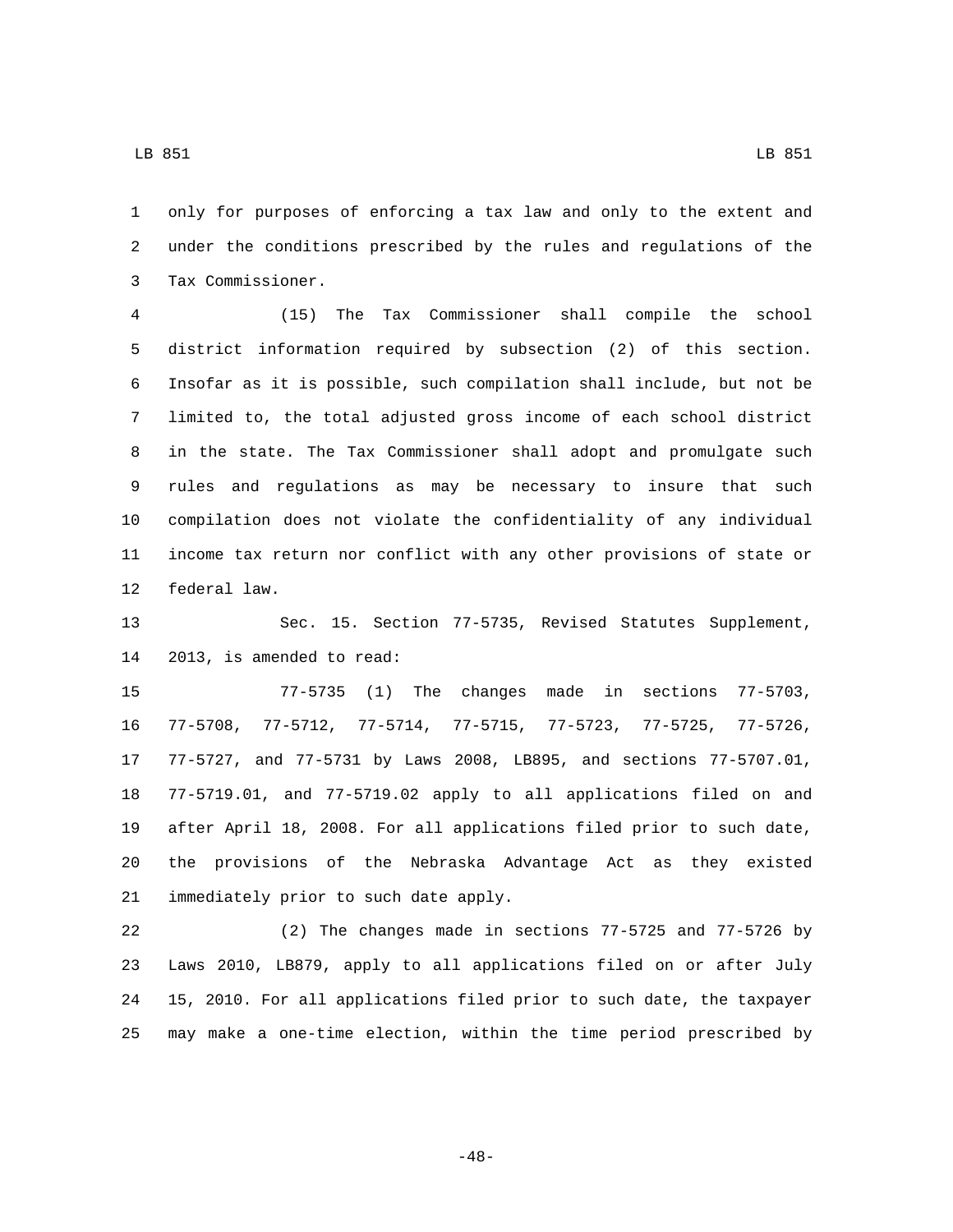only for purposes of enforcing a tax law and only to the extent and under the conditions prescribed by the rules and regulations of the Tax Commissioner.

(15) The Tax Commissioner shall compile the school district information required by subsection (2) of this section. Insofar as it is possible, such compilation shall include, but not be limited to, the total adjusted gross income of each school district in the state. The Tax Commissioner shall adopt and promulgate such rules and regulations as may be necessary to insure that such compilation does not violate the confidentiality of any individual income tax return nor conflict with any other provisions of state or federal law.

Sec. 15. Section 77-5735, Revised Statutes Supplement, 2013, is amended to read:

77-5735 (1) The changes made in sections 77-5703, 77-5708, 77-5712, 77-5714, 77-5715, 77-5723, 77-5725, 77-5726, 77-5727, and 77-5731 by Laws 2008, LB895, and sections 77-5707.01, 77-5719.01, and 77-5719.02 apply to all applications filed on and after April 18, 2008. For all applications filed prior to such date, the provisions of the Nebraska Advantage Act as they existed immediately prior to such date apply.

(2) The changes made in sections 77-5725 and 77-5726 by Laws 2010, LB879, apply to all applications filed on or after July 15, 2010. For all applications filed prior to such date, the taxpayer may make a one-time election, within the time period prescribed by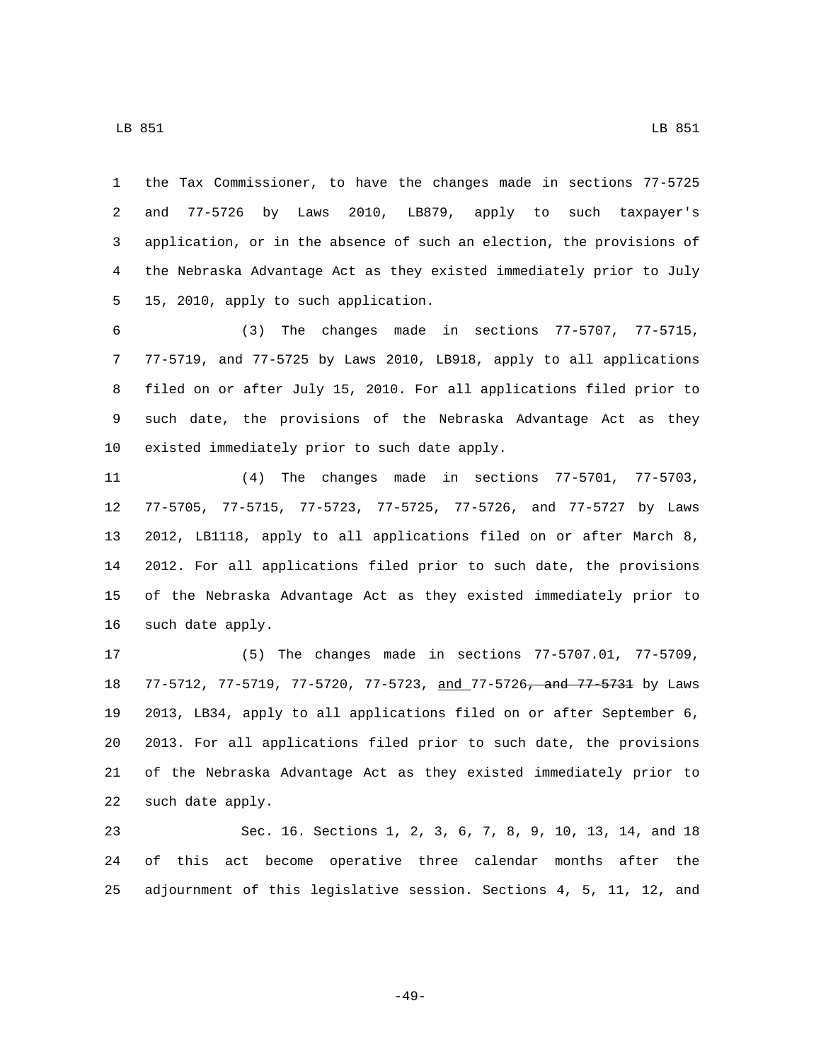the Tax Commissioner, to have the changes made in sections 77-5725 and 77-5726 by Laws 2010, LB879, apply to such taxpayer's application, or in the absence of such an election, the provisions of the Nebraska Advantage Act as they existed immediately prior to July 15, 2010, apply to such application.

(3) The changes made in sections 77-5707, 77-5715, 77-5719, and 77-5725 by Laws 2010, LB918, apply to all applications filed on or after July 15, 2010. For all applications filed prior to such date, the provisions of the Nebraska Advantage Act as they existed immediately prior to such date apply.

(4) The changes made in sections 77-5701, 77-5703, 77-5705, 77-5715, 77-5723, 77-5725, 77-5726, and 77-5727 by Laws 2012, LB1118, apply to all applications filed on or after March 8, 2012. For all applications filed prior to such date, the provisions of the Nebraska Advantage Act as they existed immediately prior to such date apply.

(5) The changes made in sections 77-5707.01, 77-5709, 77-5712, 77-5719, 77-5720, 77-5723, and 77-5726~~, and 77-5731~~ by Laws 2013, LB34, apply to all applications filed on or after September 6, 2013. For all applications filed prior to such date, the provisions of the Nebraska Advantage Act as they existed immediately prior to such date apply.

Sec. 16. Sections 1, 2, 3, 6, 7, 8, 9, 10, 13, 14, and 18 of this act become operative three calendar months after the adjournment of this legislative session. Sections 4, 5, 11, 12, and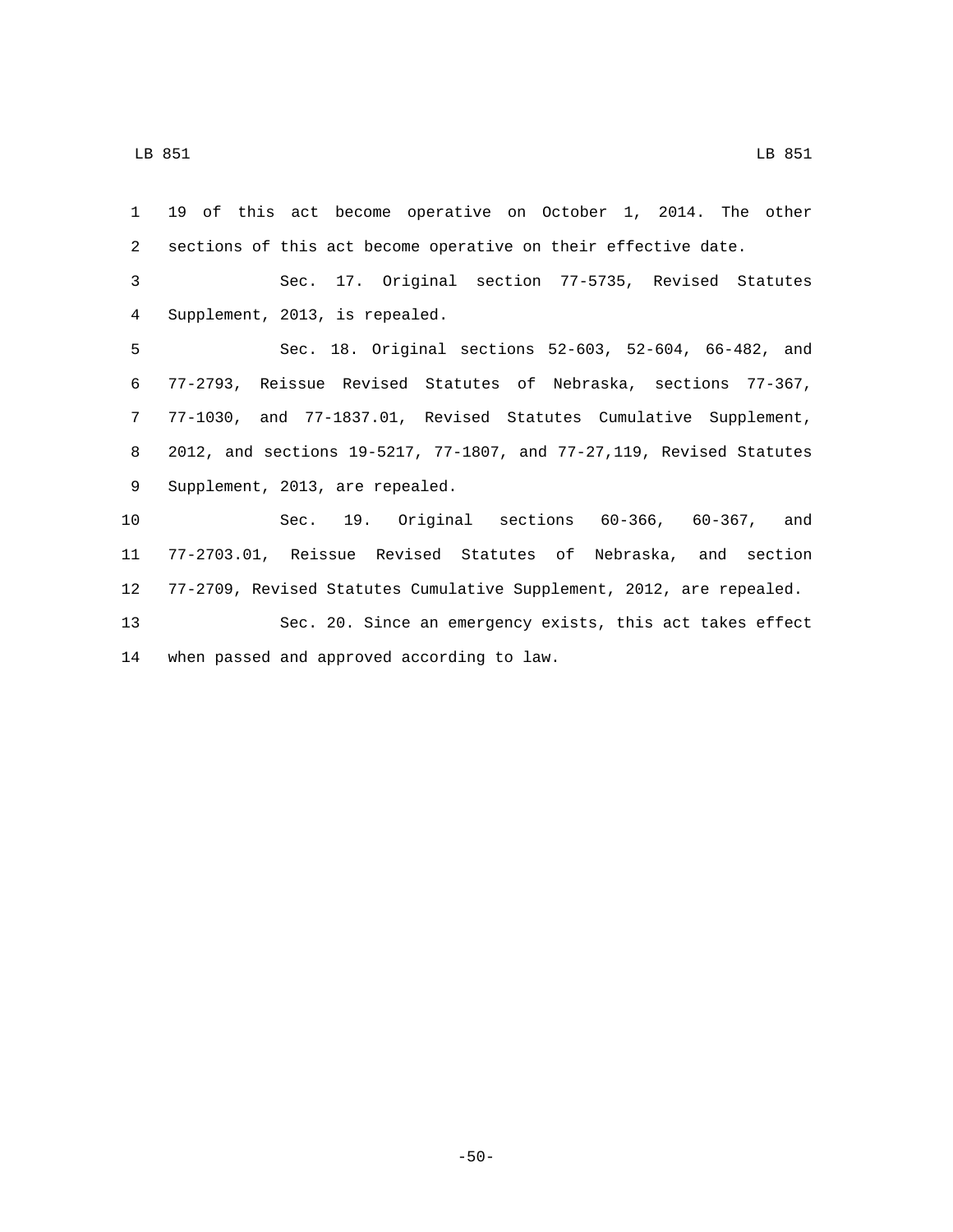19 of this act become operative on October 1, 2014. The other sections of this act become operative on their effective date.

Sec. 17. Original section 77-5735, Revised Statutes Supplement, 2013, is repealed.

Sec. 18. Original sections 52-603, 52-604, 66-482, and 77-2793, Reissue Revised Statutes of Nebraska, sections 77-367, 77-1030, and 77-1837.01, Revised Statutes Cumulative Supplement, 2012, and sections 19-5217, 77-1807, and 77-27,119, Revised Statutes Supplement, 2013, are repealed.

Sec. 19. Original sections 60-366, 60-367, and 77-2703.01, Reissue Revised Statutes of Nebraska, and section 77-2709, Revised Statutes Cumulative Supplement, 2012, are repealed.

Sec. 20. Since an emergency exists, this act takes effect when passed and approved according to law.